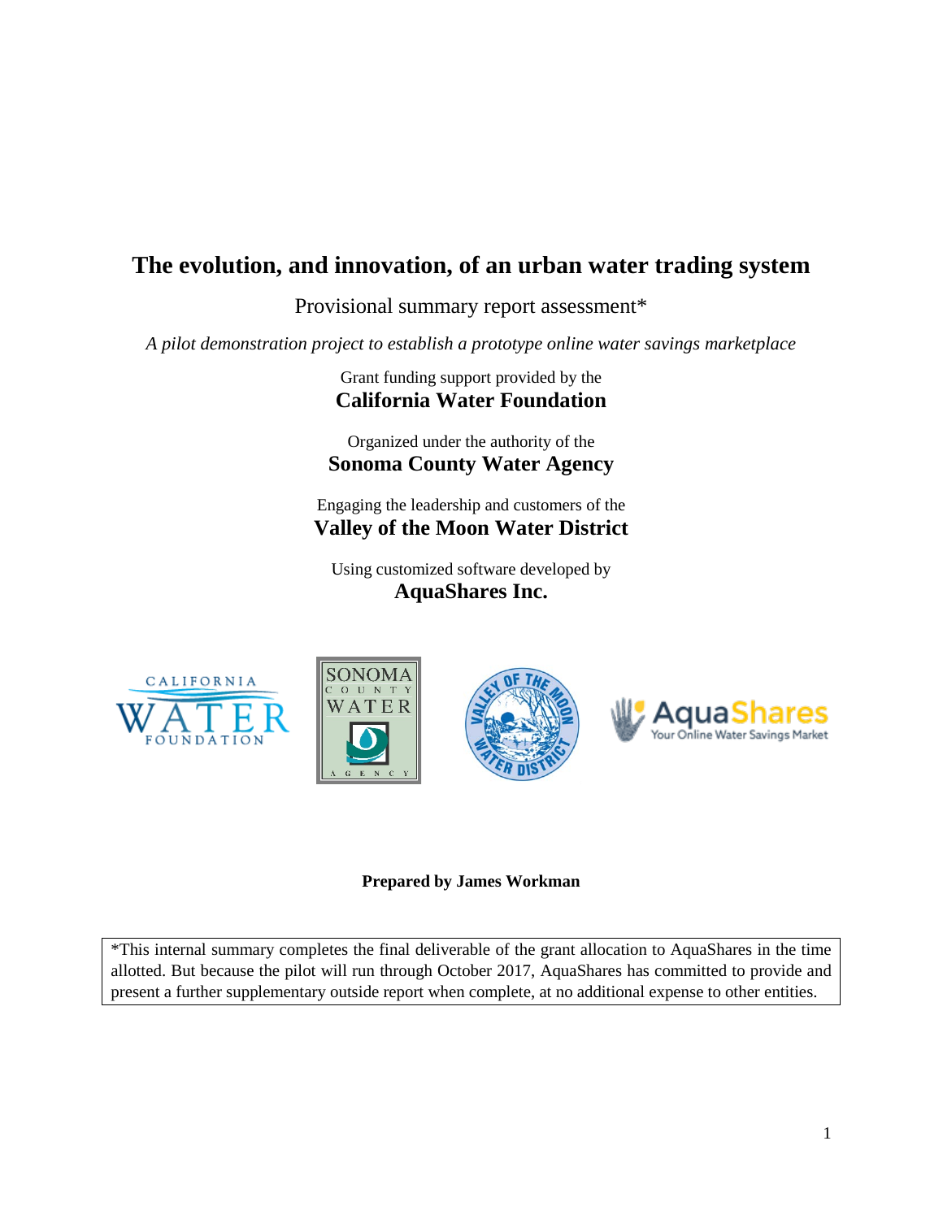# The evolution, and innovation, of an urban water trading system

Provisional summary report assessment*

*A pilot demonstration project to establish a prototype online water savings marketplace*

Grant funding support provided by the
**California Water Foundation**

Organized under the authority of the
**Sonoma County Water Agency**

Engaging the leadership and customers of the
**Valley of the Moon Water District**

Using customized software developed by
**AquaShares Inc.**

**Prepared by James Workman**

*This internal summary completes the final deliverable of the grant allocation to AquaShares in the time allotted. But because the pilot will run through October 2017, AquaShares has committed to provide and present a further supplementary outside report when complete, at no additional expense to other entities.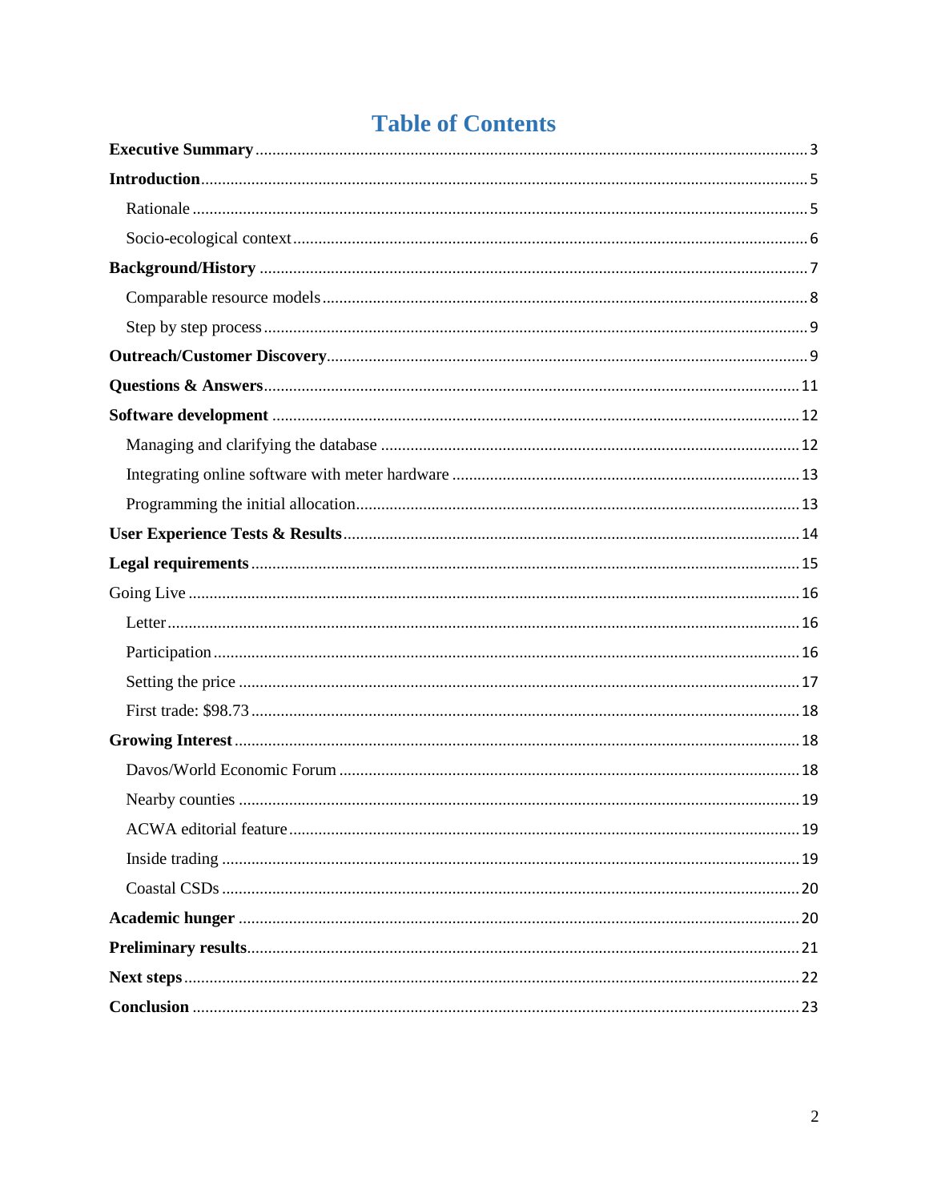# Table of Contents

**Executive Summary** ........ 3

**Introduction** ........ 5

- Rationale ........ 5
- Socio-ecological context ........ 6

**Background/History** ........ 7

- Comparable resource models ........ 8
- Step by step process ........ 9

**Outreach/Customer Discovery** ........ 9

**Questions & Answers** ........ 11

**Software development** ........ 12

- Managing and clarifying the database ........ 12
- Integrating online software with meter hardware ........ 13
- Programming the initial allocation ........ 13

**User Experience Tests & Results** ........ 14

**Legal requirements** ........ 15

Going Live ........ 16

- Letter ........ 16
- Participation ........ 16
- Setting the price ........ 17
- First trade: $98.73 ........ 18

**Growing Interest** ........ 18

- Davos/World Economic Forum ........ 18
- Nearby counties ........ 19
- ACWA editorial feature ........ 19
- Inside trading ........ 19
- Coastal CSDs ........ 20

**Academic hunger** ........ 20

**Preliminary results** ........ 21

**Next steps** ........ 22

**Conclusion** ........ 23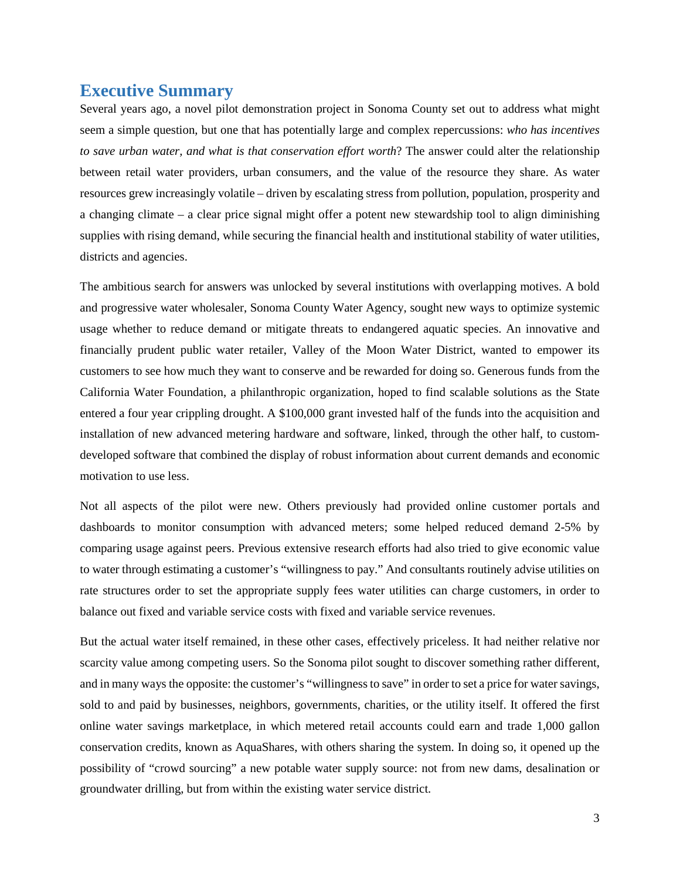# Executive Summary

Several years ago, a novel pilot demonstration project in Sonoma County set out to address what might seem a simple question, but one that has potentially large and complex repercussions: *who has incentives to save urban water, and what is that conservation effort worth*? The answer could alter the relationship between retail water providers, urban consumers, and the value of the resource they share. As water resources grew increasingly volatile – driven by escalating stress from pollution, population, prosperity and a changing climate – a clear price signal might offer a potent new stewardship tool to align diminishing supplies with rising demand, while securing the financial health and institutional stability of water utilities, districts and agencies.

The ambitious search for answers was unlocked by several institutions with overlapping motives. A bold and progressive water wholesaler, Sonoma County Water Agency, sought new ways to optimize systemic usage whether to reduce demand or mitigate threats to endangered aquatic species. An innovative and financially prudent public water retailer, Valley of the Moon Water District, wanted to empower its customers to see how much they want to conserve and be rewarded for doing so. Generous funds from the California Water Foundation, a philanthropic organization, hoped to find scalable solutions as the State entered a four year crippling drought. A $100,000 grant invested half of the funds into the acquisition and installation of new advanced metering hardware and software, linked, through the other half, to custom-developed software that combined the display of robust information about current demands and economic motivation to use less.

Not all aspects of the pilot were new. Others previously had provided online customer portals and dashboards to monitor consumption with advanced meters; some helped reduced demand 2-5% by comparing usage against peers. Previous extensive research efforts had also tried to give economic value to water through estimating a customer's "willingness to pay." And consultants routinely advise utilities on rate structures order to set the appropriate supply fees water utilities can charge customers, in order to balance out fixed and variable service costs with fixed and variable service revenues.

But the actual water itself remained, in these other cases, effectively priceless. It had neither relative nor scarcity value among competing users. So the Sonoma pilot sought to discover something rather different, and in many ways the opposite: the customer's "willingness to save" in order to set a price for water savings, sold to and paid by businesses, neighbors, governments, charities, or the utility itself. It offered the first online water savings marketplace, in which metered retail accounts could earn and trade 1,000 gallon conservation credits, known as AquaShares, with others sharing the system. In doing so, it opened up the possibility of "crowd sourcing" a new potable water supply source: not from new dams, desalination or groundwater drilling, but from within the existing water service district.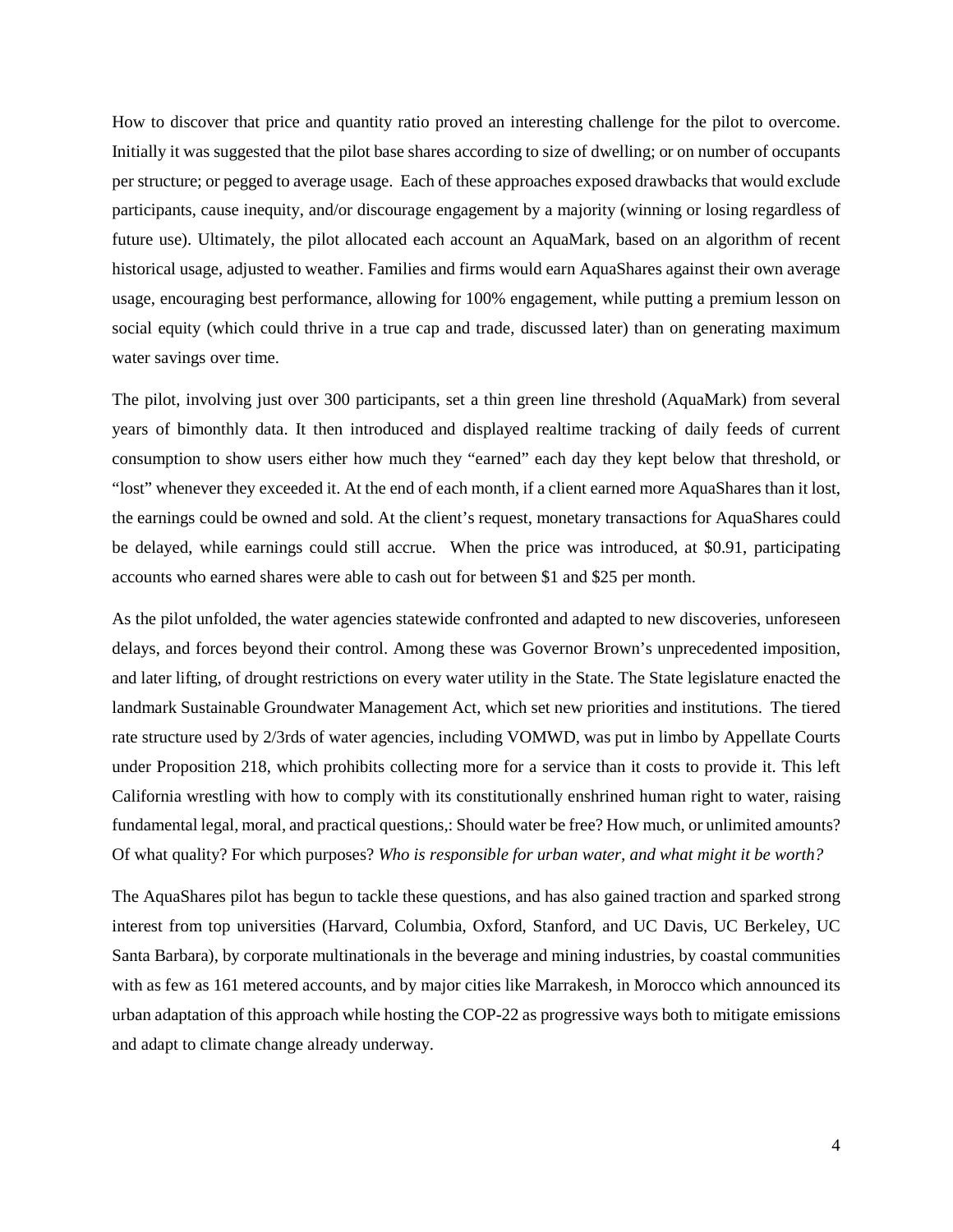How to discover that price and quantity ratio proved an interesting challenge for the pilot to overcome. Initially it was suggested that the pilot base shares according to size of dwelling; or on number of occupants per structure; or pegged to average usage. Each of these approaches exposed drawbacks that would exclude participants, cause inequity, and/or discourage engagement by a majority (winning or losing regardless of future use). Ultimately, the pilot allocated each account an AquaMark, based on an algorithm of recent historical usage, adjusted to weather. Families and firms would earn AquaShares against their own average usage, encouraging best performance, allowing for 100% engagement, while putting a premium lesson on social equity (which could thrive in a true cap and trade, discussed later) than on generating maximum water savings over time.

The pilot, involving just over 300 participants, set a thin green line threshold (AquaMark) from several years of bimonthly data. It then introduced and displayed realtime tracking of daily feeds of current consumption to show users either how much they "earned" each day they kept below that threshold, or "lost" whenever they exceeded it. At the end of each month, if a client earned more AquaShares than it lost, the earnings could be owned and sold. At the client's request, monetary transactions for AquaShares could be delayed, while earnings could still accrue. When the price was introduced, at $0.91, participating accounts who earned shares were able to cash out for between $1 and $25 per month.

As the pilot unfolded, the water agencies statewide confronted and adapted to new discoveries, unforeseen delays, and forces beyond their control. Among these was Governor Brown's unprecedented imposition, and later lifting, of drought restrictions on every water utility in the State. The State legislature enacted the landmark Sustainable Groundwater Management Act, which set new priorities and institutions. The tiered rate structure used by 2/3rds of water agencies, including VOMWD, was put in limbo by Appellate Courts under Proposition 218, which prohibits collecting more for a service than it costs to provide it. This left California wrestling with how to comply with its constitutionally enshrined human right to water, raising fundamental legal, moral, and practical questions,: Should water be free? How much, or unlimited amounts? Of what quality? For which purposes? *Who is responsible for urban water, and what might it be worth?*

The AquaShares pilot has begun to tackle these questions, and has also gained traction and sparked strong interest from top universities (Harvard, Columbia, Oxford, Stanford, and UC Davis, UC Berkeley, UC Santa Barbara), by corporate multinationals in the beverage and mining industries, by coastal communities with as few as 161 metered accounts, and by major cities like Marrakesh, in Morocco which announced its urban adaptation of this approach while hosting the COP-22 as progressive ways both to mitigate emissions and adapt to climate change already underway.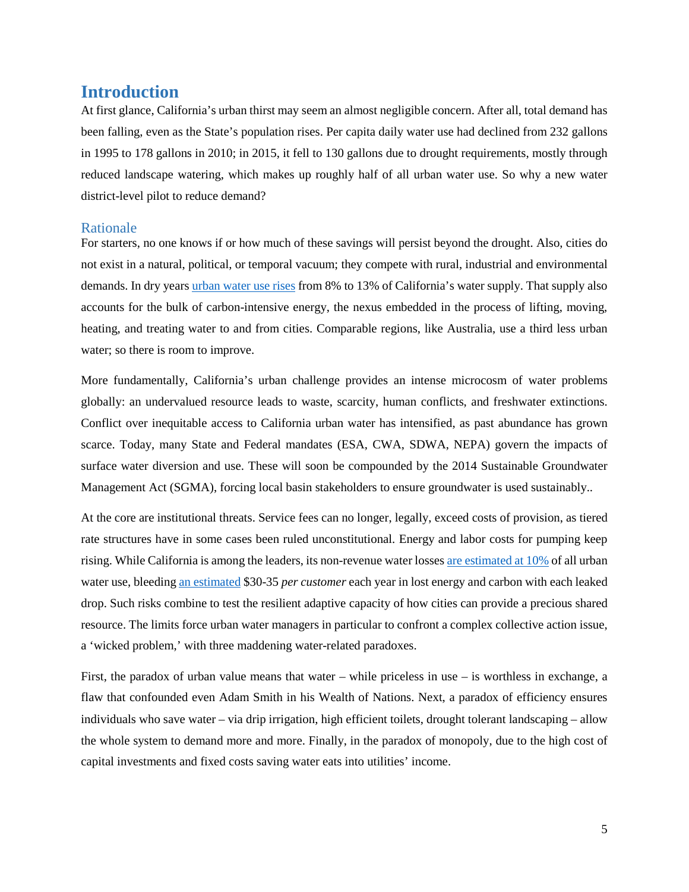# Introduction

At first glance, California's urban thirst may seem an almost negligible concern. After all, total demand has been falling, even as the State's population rises. Per capita daily water use had declined from 232 gallons in 1995 to 178 gallons in 2010; in 2015, it fell to 130 gallons due to drought requirements, mostly through reduced landscape watering, which makes up roughly half of all urban water use. So why a new water district-level pilot to reduce demand?

## Rationale

For starters, no one knows if or how much of these savings will persist beyond the drought. Also, cities do not exist in a natural, political, or temporal vacuum; they compete with rural, industrial and environmental demands. In dry years urban water use rises from 8% to 13% of California's water supply. That supply also accounts for the bulk of carbon-intensive energy, the nexus embedded in the process of lifting, moving, heating, and treating water to and from cities. Comparable regions, like Australia, use a third less urban water; so there is room to improve.

More fundamentally, California's urban challenge provides an intense microcosm of water problems globally: an undervalued resource leads to waste, scarcity, human conflicts, and freshwater extinctions. Conflict over inequitable access to California urban water has intensified, as past abundance has grown scarce. Today, many State and Federal mandates (ESA, CWA, SDWA, NEPA) govern the impacts of surface water diversion and use. These will soon be compounded by the 2014 Sustainable Groundwater Management Act (SGMA), forcing local basin stakeholders to ensure groundwater is used sustainably..

At the core are institutional threats. Service fees can no longer, legally, exceed costs of provision, as tiered rate structures have in some cases been ruled unconstitutional. Energy and labor costs for pumping keep rising. While California is among the leaders, its non-revenue water losses are estimated at 10% of all urban water use, bleeding an estimated $30-35 *per customer* each year in lost energy and carbon with each leaked drop. Such risks combine to test the resilient adaptive capacity of how cities can provide a precious shared resource. The limits force urban water managers in particular to confront a complex collective action issue, a 'wicked problem,' with three maddening water-related paradoxes.

First, the paradox of urban value means that water – while priceless in use – is worthless in exchange, a flaw that confounded even Adam Smith in his Wealth of Nations. Next, a paradox of efficiency ensures individuals who save water – via drip irrigation, high efficient toilets, drought tolerant landscaping – allow the whole system to demand more and more. Finally, in the paradox of monopoly, due to the high cost of capital investments and fixed costs saving water eats into utilities' income.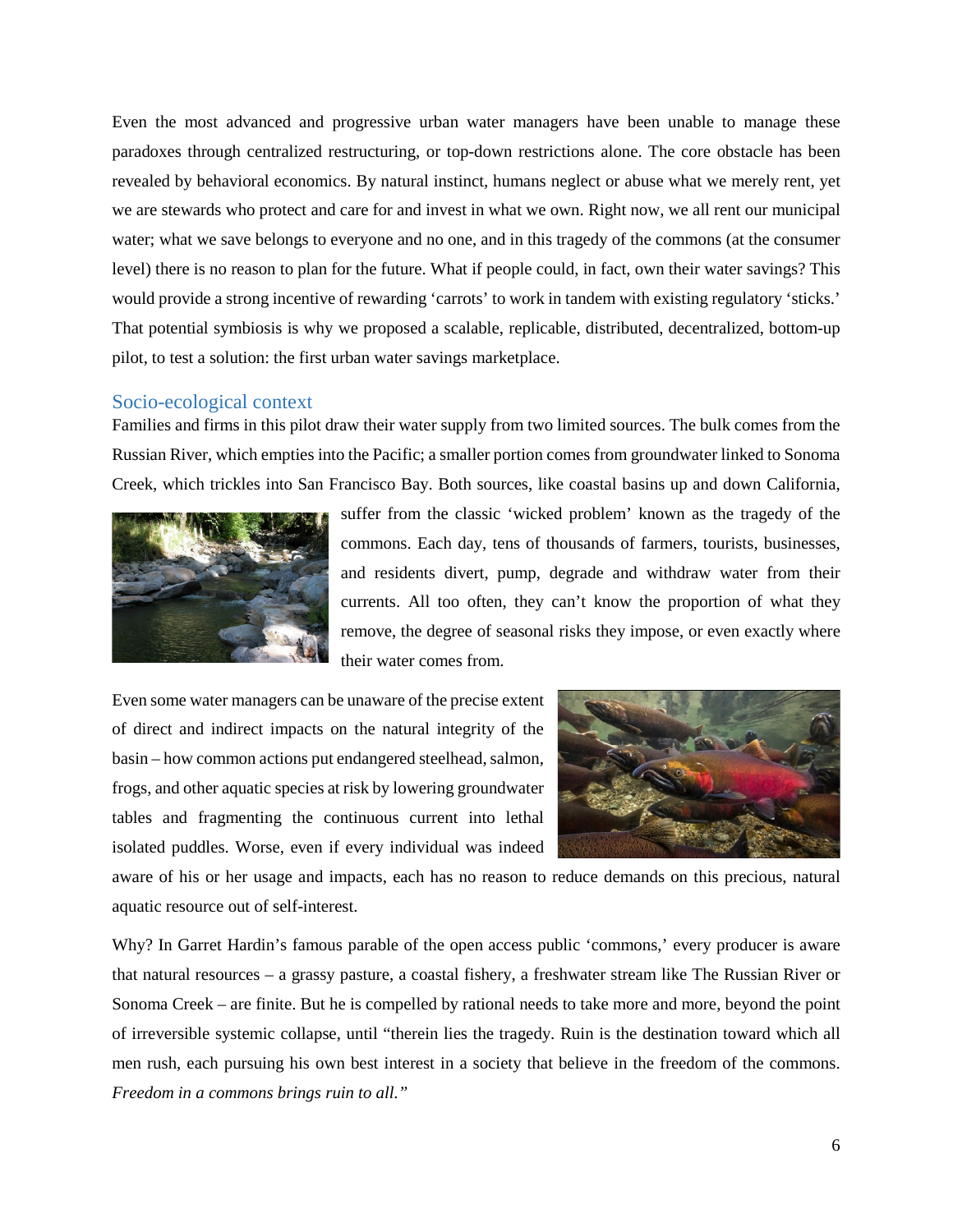Even the most advanced and progressive urban water managers have been unable to manage these paradoxes through centralized restructuring, or top-down restrictions alone. The core obstacle has been revealed by behavioral economics. By natural instinct, humans neglect or abuse what we merely rent, yet we are stewards who protect and care for and invest in what we own. Right now, we all rent our municipal water; what we save belongs to everyone and no one, and in this tragedy of the commons (at the consumer level) there is no reason to plan for the future. What if people could, in fact, own their water savings? This would provide a strong incentive of rewarding 'carrots' to work in tandem with existing regulatory 'sticks.' That potential symbiosis is why we proposed a scalable, replicable, distributed, decentralized, bottom-up pilot, to test a solution: the first urban water savings marketplace.

## Socio-ecological context

Families and firms in this pilot draw their water supply from two limited sources. The bulk comes from the Russian River, which empties into the Pacific; a smaller portion comes from groundwater linked to Sonoma Creek, which trickles into San Francisco Bay. Both sources, like coastal basins up and down California, suffer from the classic 'wicked problem' known as the tragedy of the commons. Each day, tens of thousands of farmers, tourists, businesses, and residents divert, pump, degrade and withdraw water from their currents. All too often, they can't know the proportion of what they remove, the degree of seasonal risks they impose, or even exactly where their water comes from.

Even some water managers can be unaware of the precise extent of direct and indirect impacts on the natural integrity of the basin – how common actions put endangered steelhead, salmon, frogs, and other aquatic species at risk by lowering groundwater tables and fragmenting the continuous current into lethal isolated puddles. Worse, even if every individual was indeed aware of his or her usage and impacts, each has no reason to reduce demands on this precious, natural aquatic resource out of self-interest.

Why? In Garret Hardin's famous parable of the open access public 'commons,' every producer is aware that natural resources – a grassy pasture, a coastal fishery, a freshwater stream like The Russian River or Sonoma Creek – are finite. But he is compelled by rational needs to take more and more, beyond the point of irreversible systemic collapse, until "therein lies the tragedy. Ruin is the destination toward which all men rush, each pursuing his own best interest in a society that believe in the freedom of the commons. *Freedom in a commons brings ruin to all."*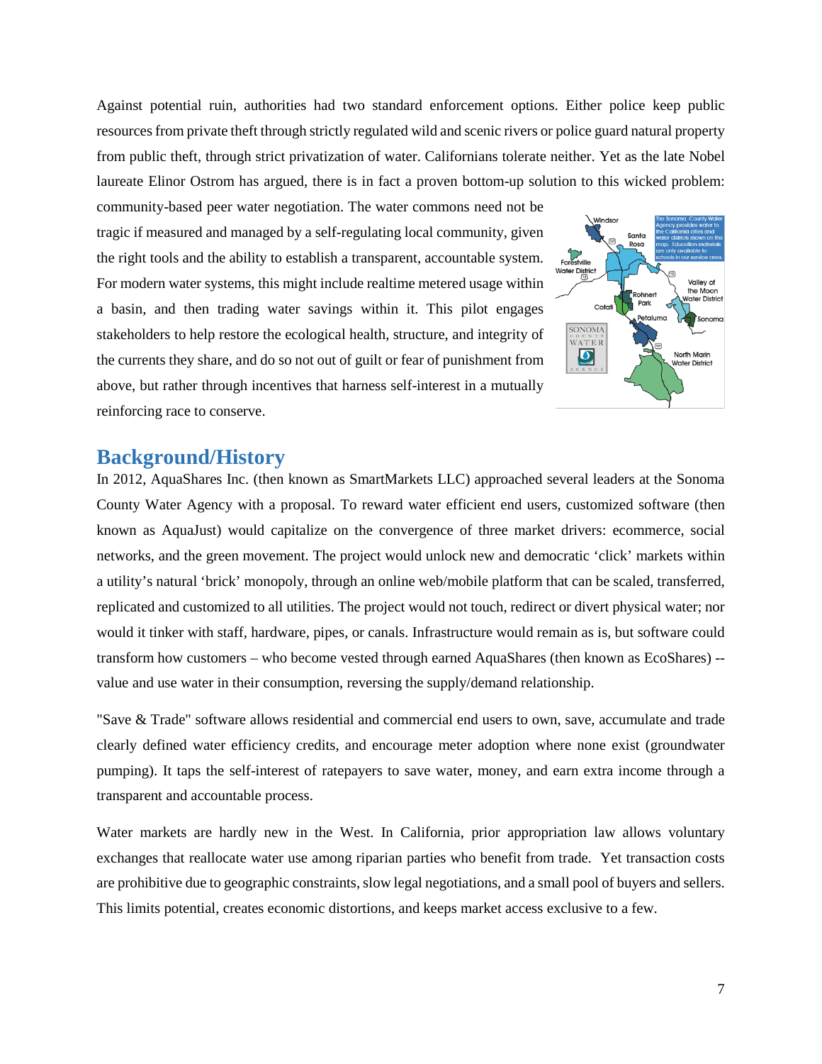Against potential ruin, authorities had two standard enforcement options. Either police keep public resources from private theft through strictly regulated wild and scenic rivers or police guard natural property from public theft, through strict privatization of water. Californians tolerate neither. Yet as the late Nobel laureate Elinor Ostrom has argued, there is in fact a proven bottom-up solution to this wicked problem: community-based peer water negotiation. The water commons need not be tragic if measured and managed by a self-regulating local community, given the right tools and the ability to establish a transparent, accountable system. For modern water systems, this might include realtime metered usage within a basin, and then trading water savings within it. This pilot engages stakeholders to help restore the ecological health, structure, and integrity of the currents they share, and do so not out of guilt or fear of punishment from above, but rather through incentives that harness self-interest in a mutually reinforcing race to conserve.

## Background/History

In 2012, AquaShares Inc. (then known as SmartMarkets LLC) approached several leaders at the Sonoma County Water Agency with a proposal. To reward water efficient end users, customized software (then known as AquaJust) would capitalize on the convergence of three market drivers: ecommerce, social networks, and the green movement. The project would unlock new and democratic 'click' markets within a utility's natural 'brick' monopoly, through an online web/mobile platform that can be scaled, transferred, replicated and customized to all utilities. The project would not touch, redirect or divert physical water; nor would it tinker with staff, hardware, pipes, or canals. Infrastructure would remain as is, but software could transform how customers – who become vested through earned AquaShares (then known as EcoShares) -- value and use water in their consumption, reversing the supply/demand relationship.

"Save & Trade" software allows residential and commercial end users to own, save, accumulate and trade clearly defined water efficiency credits, and encourage meter adoption where none exist (groundwater pumping). It taps the self-interest of ratepayers to save water, money, and earn extra income through a transparent and accountable process.

Water markets are hardly new in the West. In California, prior appropriation law allows voluntary exchanges that reallocate water use among riparian parties who benefit from trade. Yet transaction costs are prohibitive due to geographic constraints, slow legal negotiations, and a small pool of buyers and sellers. This limits potential, creates economic distortions, and keeps market access exclusive to a few.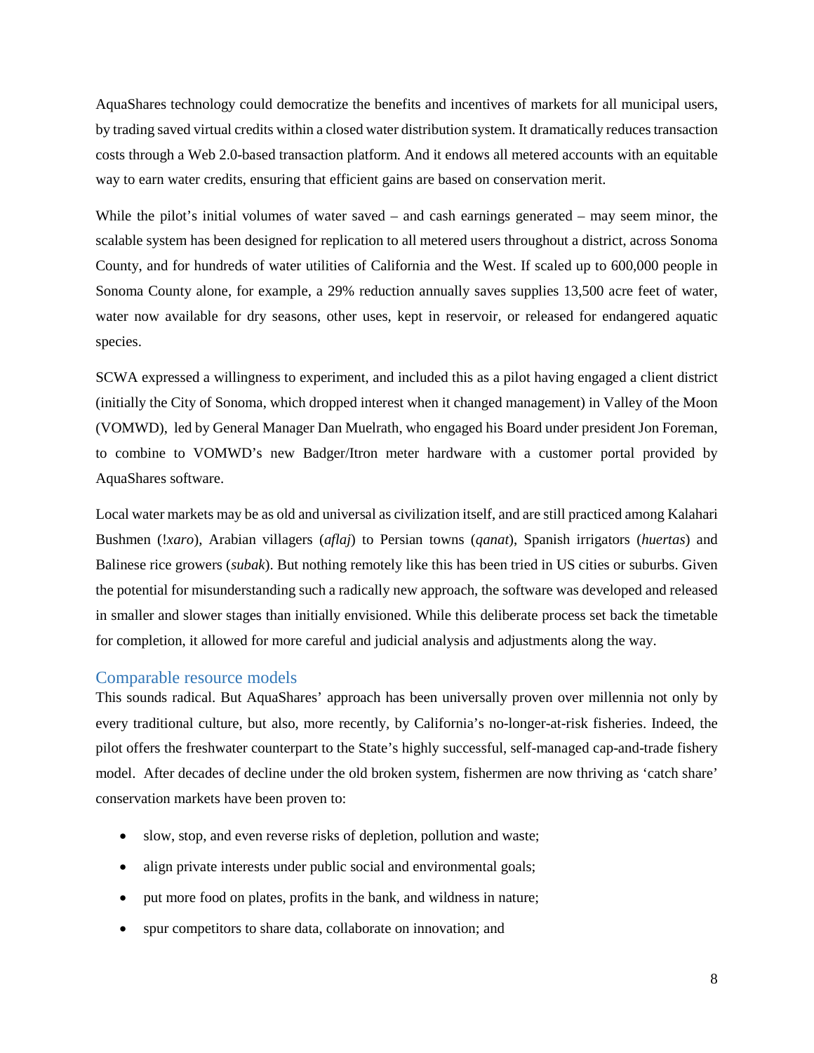AquaShares technology could democratize the benefits and incentives of markets for all municipal users, by trading saved virtual credits within a closed water distribution system. It dramatically reduces transaction costs through a Web 2.0-based transaction platform. And it endows all metered accounts with an equitable way to earn water credits, ensuring that efficient gains are based on conservation merit.

While the pilot's initial volumes of water saved – and cash earnings generated – may seem minor, the scalable system has been designed for replication to all metered users throughout a district, across Sonoma County, and for hundreds of water utilities of California and the West. If scaled up to 600,000 people in Sonoma County alone, for example, a 29% reduction annually saves supplies 13,500 acre feet of water, water now available for dry seasons, other uses, kept in reservoir, or released for endangered aquatic species.

SCWA expressed a willingness to experiment, and included this as a pilot having engaged a client district (initially the City of Sonoma, which dropped interest when it changed management) in Valley of the Moon (VOMWD), led by General Manager Dan Muelrath, who engaged his Board under president Jon Foreman, to combine to VOMWD's new Badger/Itron meter hardware with a customer portal provided by AquaShares software.

Local water markets may be as old and universal as civilization itself, and are still practiced among Kalahari Bushmen (*!xaro*), Arabian villagers (*aflaj*) to Persian towns (*qanat*), Spanish irrigators (*huertas*) and Balinese rice growers (*subak*). But nothing remotely like this has been tried in US cities or suburbs. Given the potential for misunderstanding such a radically new approach, the software was developed and released in smaller and slower stages than initially envisioned. While this deliberate process set back the timetable for completion, it allowed for more careful and judicial analysis and adjustments along the way.

## Comparable resource models

This sounds radical. But AquaShares' approach has been universally proven over millennia not only by every traditional culture, but also, more recently, by California's no-longer-at-risk fisheries. Indeed, the pilot offers the freshwater counterpart to the State's highly successful, self-managed cap-and-trade fishery model. After decades of decline under the old broken system, fishermen are now thriving as 'catch share' conservation markets have been proven to:

- slow, stop, and even reverse risks of depletion, pollution and waste;
- align private interests under public social and environmental goals;
- put more food on plates, profits in the bank, and wildness in nature;
- spur competitors to share data, collaborate on innovation; and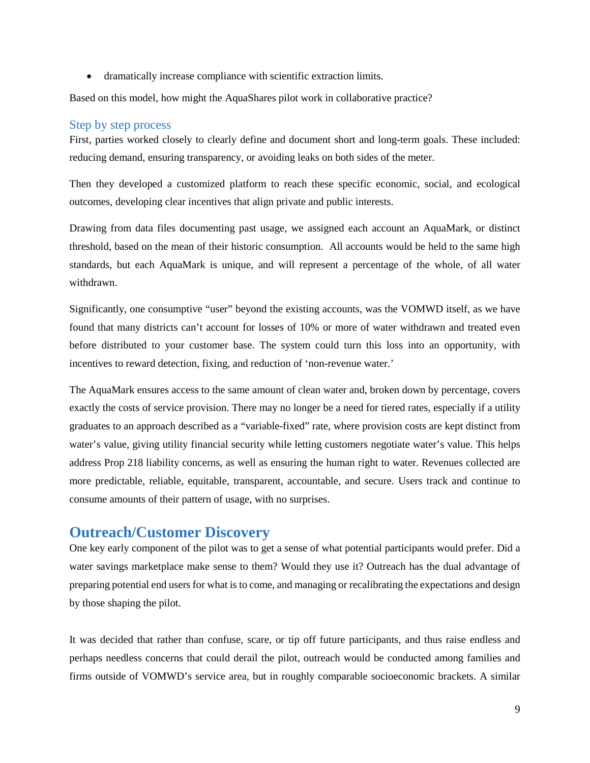- dramatically increase compliance with scientific extraction limits.

Based on this model, how might the AquaShares pilot work in collaborative practice?

### Step by step process

First, parties worked closely to clearly define and document short and long-term goals. These included: reducing demand, ensuring transparency, or avoiding leaks on both sides of the meter.

Then they developed a customized platform to reach these specific economic, social, and ecological outcomes, developing clear incentives that align private and public interests.

Drawing from data files documenting past usage, we assigned each account an AquaMark, or distinct threshold, based on the mean of their historic consumption. All accounts would be held to the same high standards, but each AquaMark is unique, and will represent a percentage of the whole, of all water withdrawn.

Significantly, one consumptive "user" beyond the existing accounts, was the VOMWD itself, as we have found that many districts can't account for losses of 10% or more of water withdrawn and treated even before distributed to your customer base. The system could turn this loss into an opportunity, with incentives to reward detection, fixing, and reduction of 'non-revenue water.'

The AquaMark ensures access to the same amount of clean water and, broken down by percentage, covers exactly the costs of service provision. There may no longer be a need for tiered rates, especially if a utility graduates to an approach described as a "variable-fixed" rate, where provision costs are kept distinct from water's value, giving utility financial security while letting customers negotiate water's value. This helps address Prop 218 liability concerns, as well as ensuring the human right to water. Revenues collected are more predictable, reliable, equitable, transparent, accountable, and secure. Users track and continue to consume amounts of their pattern of usage, with no surprises.

## Outreach/Customer Discovery

One key early component of the pilot was to get a sense of what potential participants would prefer. Did a water savings marketplace make sense to them? Would they use it? Outreach has the dual advantage of preparing potential end users for what is to come, and managing or recalibrating the expectations and design by those shaping the pilot.

It was decided that rather than confuse, scare, or tip off future participants, and thus raise endless and perhaps needless concerns that could derail the pilot, outreach would be conducted among families and firms outside of VOMWD's service area, but in roughly comparable socioeconomic brackets. A similar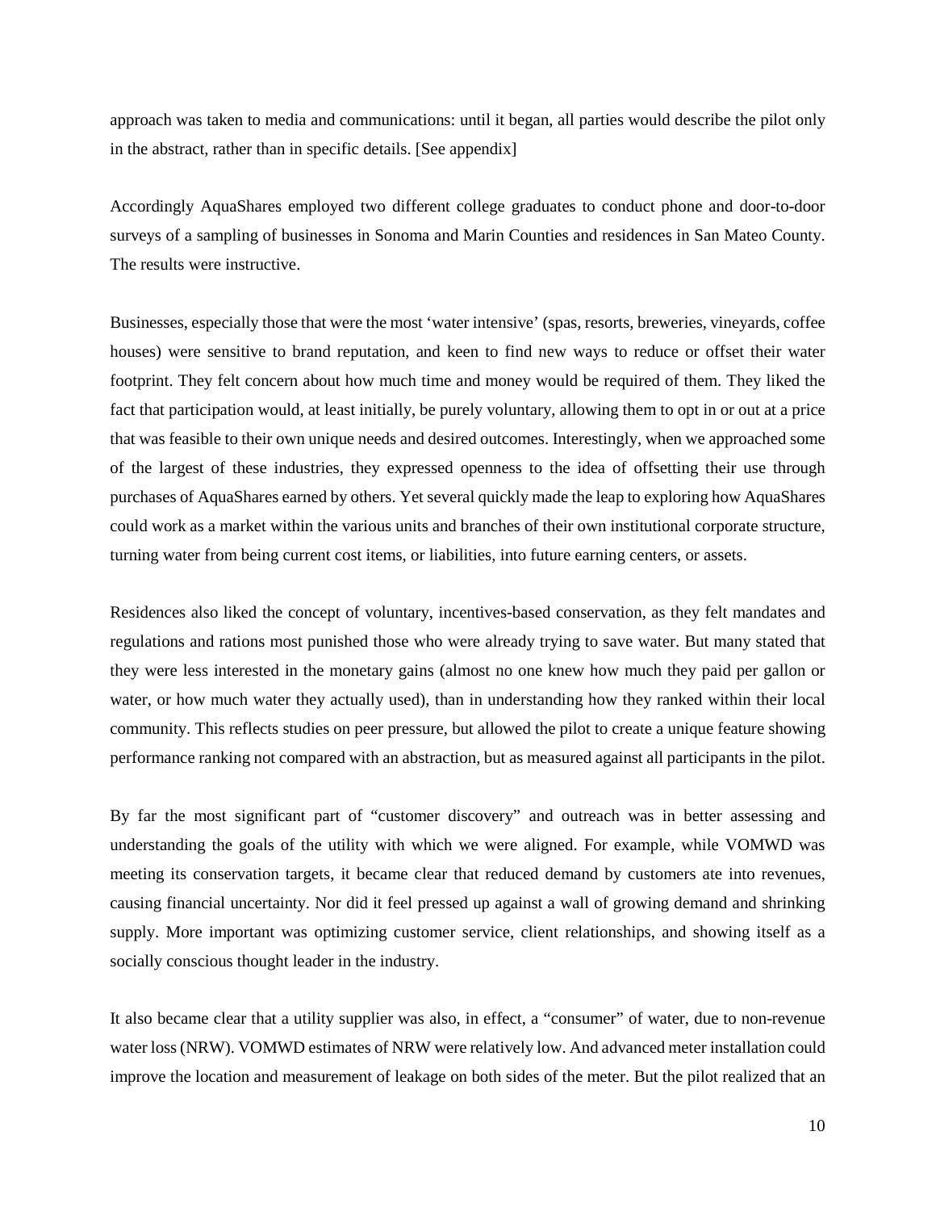approach was taken to media and communications: until it began, all parties would describe the pilot only in the abstract, rather than in specific details. [See appendix]

Accordingly AquaShares employed two different college graduates to conduct phone and door-to-door surveys of a sampling of businesses in Sonoma and Marin Counties and residences in San Mateo County. The results were instructive.

Businesses, especially those that were the most 'water intensive' (spas, resorts, breweries, vineyards, coffee houses) were sensitive to brand reputation, and keen to find new ways to reduce or offset their water footprint. They felt concern about how much time and money would be required of them. They liked the fact that participation would, at least initially, be purely voluntary, allowing them to opt in or out at a price that was feasible to their own unique needs and desired outcomes. Interestingly, when we approached some of the largest of these industries, they expressed openness to the idea of offsetting their use through purchases of AquaShares earned by others. Yet several quickly made the leap to exploring how AquaShares could work as a market within the various units and branches of their own institutional corporate structure, turning water from being current cost items, or liabilities, into future earning centers, or assets.

Residences also liked the concept of voluntary, incentives-based conservation, as they felt mandates and regulations and rations most punished those who were already trying to save water. But many stated that they were less interested in the monetary gains (almost no one knew how much they paid per gallon or water, or how much water they actually used), than in understanding how they ranked within their local community. This reflects studies on peer pressure, but allowed the pilot to create a unique feature showing performance ranking not compared with an abstraction, but as measured against all participants in the pilot.

By far the most significant part of "customer discovery" and outreach was in better assessing and understanding the goals of the utility with which we were aligned. For example, while VOMWD was meeting its conservation targets, it became clear that reduced demand by customers ate into revenues, causing financial uncertainty. Nor did it feel pressed up against a wall of growing demand and shrinking supply. More important was optimizing customer service, client relationships, and showing itself as a socially conscious thought leader in the industry.

It also became clear that a utility supplier was also, in effect, a "consumer" of water, due to non-revenue water loss (NRW). VOMWD estimates of NRW were relatively low. And advanced meter installation could improve the location and measurement of leakage on both sides of the meter. But the pilot realized that an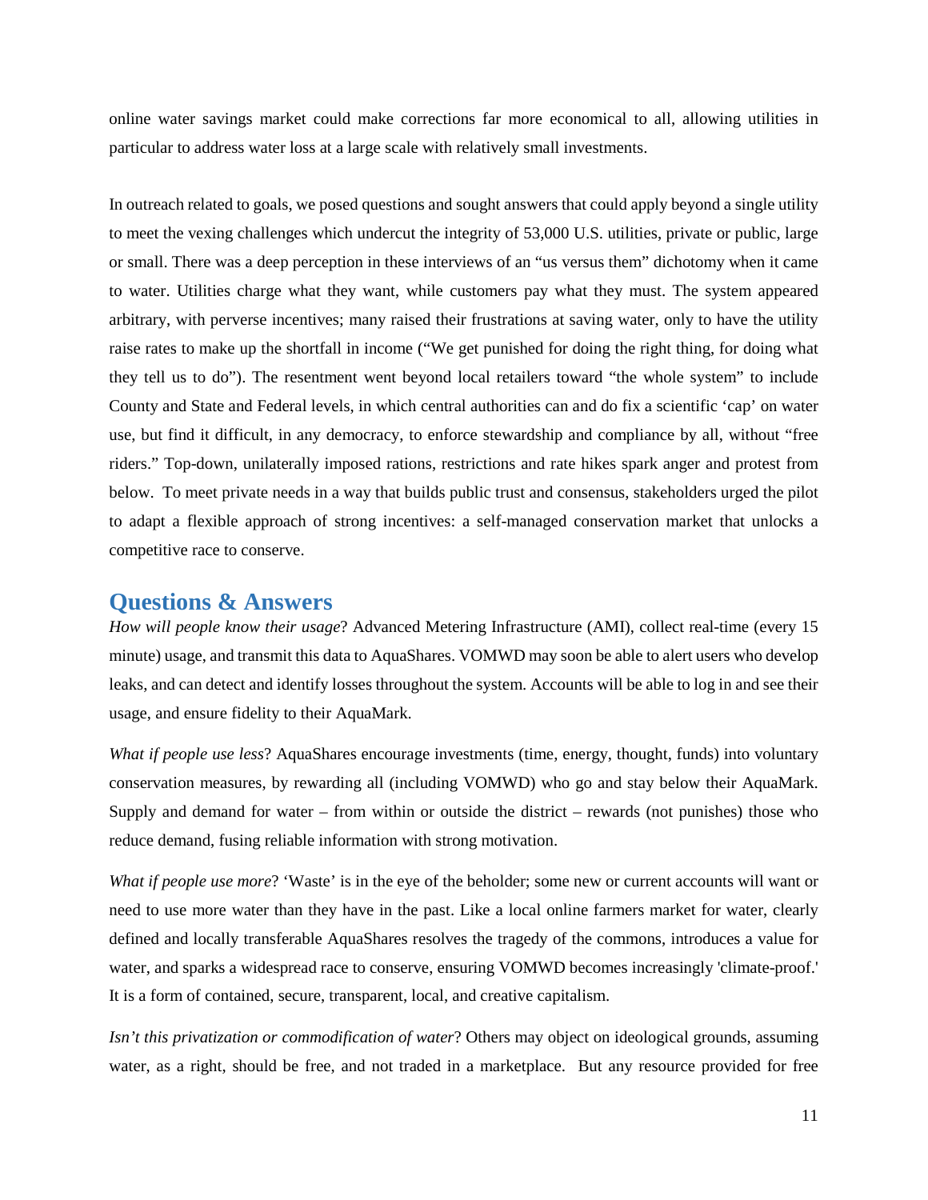online water savings market could make corrections far more economical to all, allowing utilities in particular to address water loss at a large scale with relatively small investments.

In outreach related to goals, we posed questions and sought answers that could apply beyond a single utility to meet the vexing challenges which undercut the integrity of 53,000 U.S. utilities, private or public, large or small. There was a deep perception in these interviews of an "us versus them" dichotomy when it came to water. Utilities charge what they want, while customers pay what they must. The system appeared arbitrary, with perverse incentives; many raised their frustrations at saving water, only to have the utility raise rates to make up the shortfall in income ("We get punished for doing the right thing, for doing what they tell us to do"). The resentment went beyond local retailers toward "the whole system" to include County and State and Federal levels, in which central authorities can and do fix a scientific 'cap' on water use, but find it difficult, in any democracy, to enforce stewardship and compliance by all, without "free riders." Top-down, unilaterally imposed rations, restrictions and rate hikes spark anger and protest from below. To meet private needs in a way that builds public trust and consensus, stakeholders urged the pilot to adapt a flexible approach of strong incentives: a self-managed conservation market that unlocks a competitive race to conserve.

## Questions & Answers

*How will people know their usage*? Advanced Metering Infrastructure (AMI), collect real-time (every 15 minute) usage, and transmit this data to AquaShares. VOMWD may soon be able to alert users who develop leaks, and can detect and identify losses throughout the system. Accounts will be able to log in and see their usage, and ensure fidelity to their AquaMark.

*What if people use less*? AquaShares encourage investments (time, energy, thought, funds) into voluntary conservation measures, by rewarding all (including VOMWD) who go and stay below their AquaMark. Supply and demand for water – from within or outside the district – rewards (not punishes) those who reduce demand, fusing reliable information with strong motivation.

*What if people use more*? 'Waste' is in the eye of the beholder; some new or current accounts will want or need to use more water than they have in the past. Like a local online farmers market for water, clearly defined and locally transferable AquaShares resolves the tragedy of the commons, introduces a value for water, and sparks a widespread race to conserve, ensuring VOMWD becomes increasingly 'climate-proof.' It is a form of contained, secure, transparent, local, and creative capitalism.

*Isn't this privatization or commodification of water*? Others may object on ideological grounds, assuming water, as a right, should be free, and not traded in a marketplace. But any resource provided for free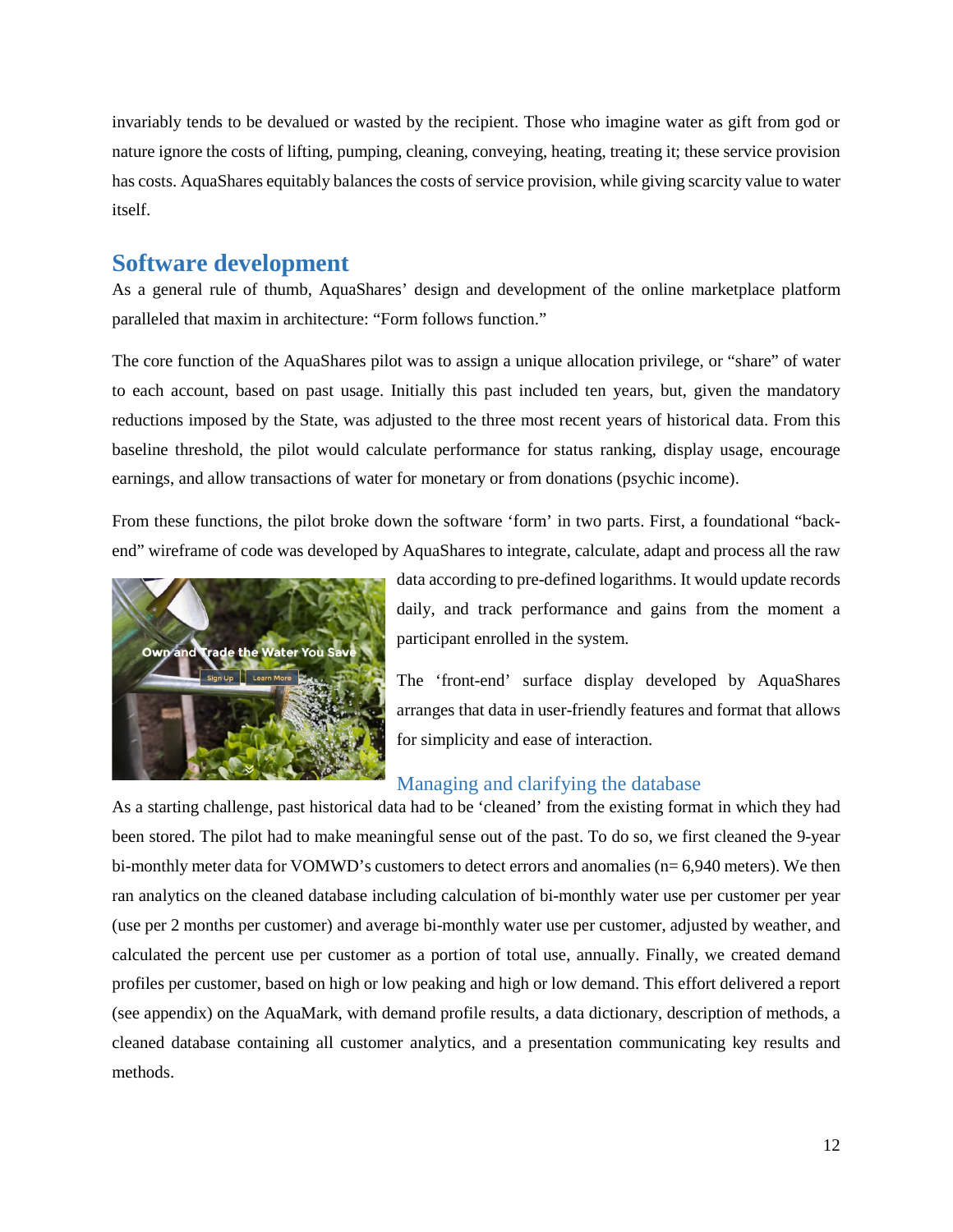invariably tends to be devalued or wasted by the recipient. Those who imagine water as gift from god or nature ignore the costs of lifting, pumping, cleaning, conveying, heating, treating it; these service provision has costs. AquaShares equitably balances the costs of service provision, while giving scarcity value to water itself.

## Software development

As a general rule of thumb, AquaShares' design and development of the online marketplace platform paralleled that maxim in architecture: "Form follows function."

The core function of the AquaShares pilot was to assign a unique allocation privilege, or "share" of water to each account, based on past usage. Initially this past included ten years, but, given the mandatory reductions imposed by the State, was adjusted to the three most recent years of historical data. From this baseline threshold, the pilot would calculate performance for status ranking, display usage, encourage earnings, and allow transactions of water for monetary or from donations (psychic income).

From these functions, the pilot broke down the software 'form' in two parts. First, a foundational "back-end" wireframe of code was developed by AquaShares to integrate, calculate, adapt and process all the raw data according to pre-defined logarithms. It would update records daily, and track performance and gains from the moment a participant enrolled in the system.

The 'front-end' surface display developed by AquaShares arranges that data in user-friendly features and format that allows for simplicity and ease of interaction.

### Managing and clarifying the database

As a starting challenge, past historical data had to be 'cleaned' from the existing format in which they had been stored. The pilot had to make meaningful sense out of the past. To do so, we first cleaned the 9-year bi-monthly meter data for VOMWD's customers to detect errors and anomalies (n= 6,940 meters). We then ran analytics on the cleaned database including calculation of bi-monthly water use per customer per year (use per 2 months per customer) and average bi-monthly water use per customer, adjusted by weather, and calculated the percent use per customer as a portion of total use, annually. Finally, we created demand profiles per customer, based on high or low peaking and high or low demand. This effort delivered a report (see appendix) on the AquaMark, with demand profile results, a data dictionary, description of methods, a cleaned database containing all customer analytics, and a presentation communicating key results and methods.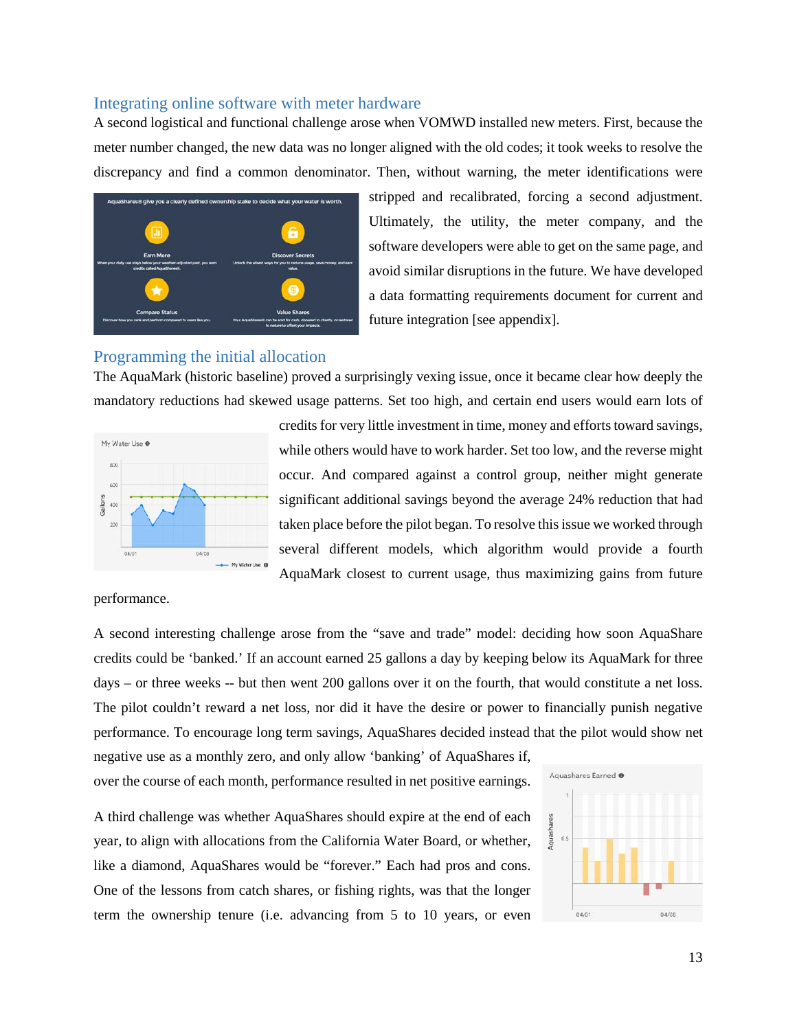## Integrating online software with meter hardware

A second logistical and functional challenge arose when VOMWD installed new meters. First, because the meter number changed, the new data was no longer aligned with the old codes; it took weeks to resolve the discrepancy and find a common denominator. Then, without warning, the meter identifications were stripped and recalibrated, forcing a second adjustment. Ultimately, the utility, the meter company, and the software developers were able to get on the same page, and avoid similar disruptions in the future. We have developed a data formatting requirements document for current and future integration [see appendix].

## Programming the initial allocation

The AquaMark (historic baseline) proved a surprisingly vexing issue, once it became clear how deeply the mandatory reductions had skewed usage patterns. Set too high, and certain end users would earn lots of credits for very little investment in time, money and efforts toward savings, while others would have to work harder. Set too low, and the reverse might occur. And compared against a control group, neither might generate significant additional savings beyond the average 24% reduction that had taken place before the pilot began. To resolve this issue we worked through several different models, which algorithm would provide a fourth AquaMark closest to current usage, thus maximizing gains from future performance.

A second interesting challenge arose from the "save and trade" model: deciding how soon AquaShare credits could be 'banked.' If an account earned 25 gallons a day by keeping below its AquaMark for three days – or three weeks -- but then went 200 gallons over it on the fourth, that would constitute a net loss. The pilot couldn't reward a net loss, nor did it have the desire or power to financially punish negative performance. To encourage long term savings, AquaShares decided instead that the pilot would show net negative use as a monthly zero, and only allow 'banking' of AquaShares if, over the course of each month, performance resulted in net positive earnings.

A third challenge was whether AquaShares should expire at the end of each year, to align with allocations from the California Water Board, or whether, like a diamond, AquaShares would be "forever." Each had pros and cons. One of the lessons from catch shares, or fishing rights, was that the longer term the ownership tenure (i.e. advancing from 5 to 10 years, or even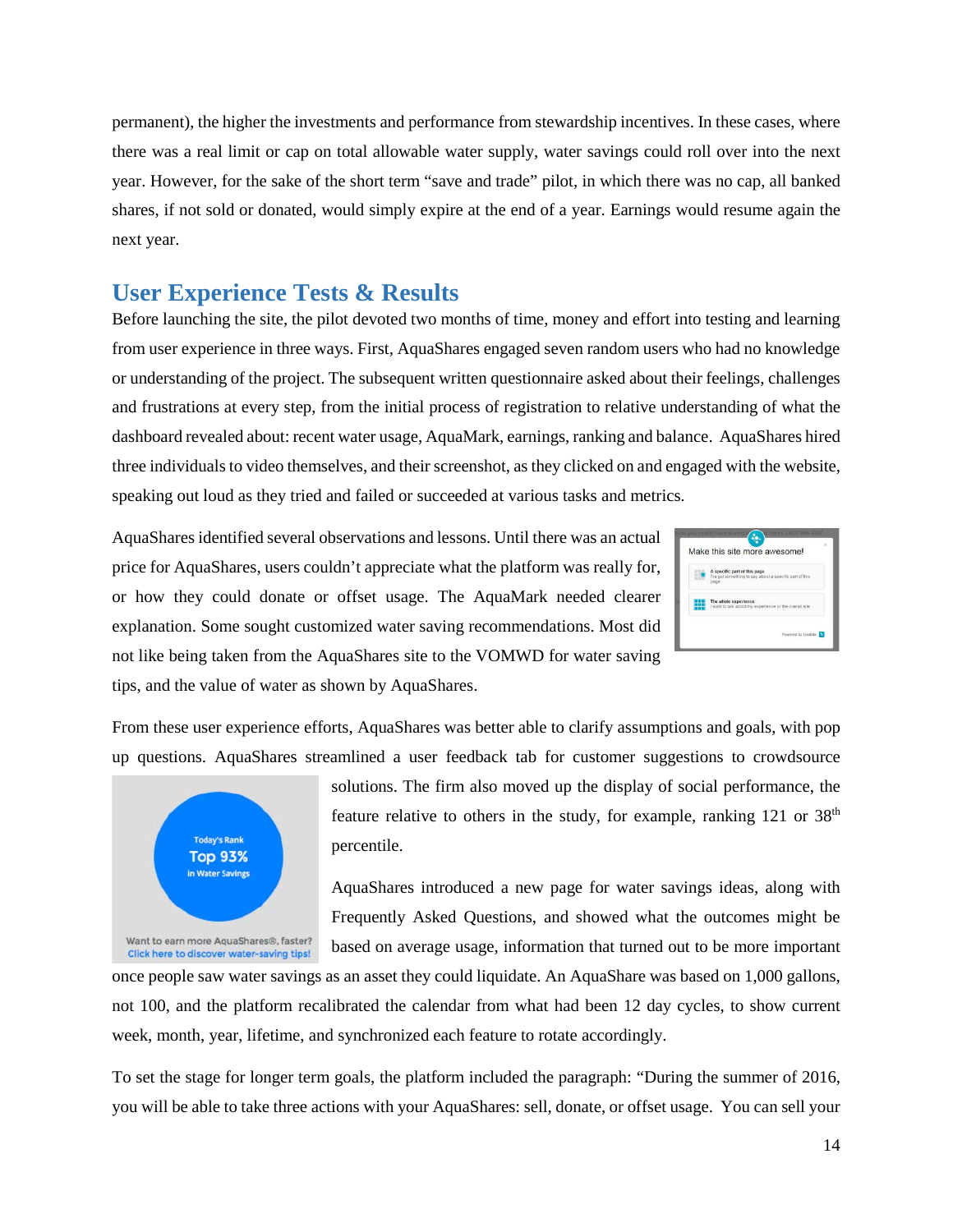permanent), the higher the investments and performance from stewardship incentives. In these cases, where there was a real limit or cap on total allowable water supply, water savings could roll over into the next year. However, for the sake of the short term "save and trade" pilot, in which there was no cap, all banked shares, if not sold or donated, would simply expire at the end of a year. Earnings would resume again the next year.

## User Experience Tests & Results

Before launching the site, the pilot devoted two months of time, money and effort into testing and learning from user experience in three ways. First, AquaShares engaged seven random users who had no knowledge or understanding of the project. The subsequent written questionnaire asked about their feelings, challenges and frustrations at every step, from the initial process of registration to relative understanding of what the dashboard revealed about: recent water usage, AquaMark, earnings, ranking and balance. AquaShares hired three individuals to video themselves, and their screenshot, as they clicked on and engaged with the website, speaking out loud as they tried and failed or succeeded at various tasks and metrics.

AquaShares identified several observations and lessons. Until there was an actual price for AquaShares, users couldn't appreciate what the platform was really for, or how they could donate or offset usage. The AquaMark needed clearer explanation. Some sought customized water saving recommendations. Most did not like being taken from the AquaShares site to the VOMWD for water saving tips, and the value of water as shown by AquaShares.

From these user experience efforts, AquaShares was better able to clarify assumptions and goals, with pop up questions. AquaShares streamlined a user feedback tab for customer suggestions to crowdsource solutions. The firm also moved up the display of social performance, the feature relative to others in the study, for example, ranking 121 or 38th percentile.

AquaShares introduced a new page for water savings ideas, along with Frequently Asked Questions, and showed what the outcomes might be based on average usage, information that turned out to be more important once people saw water savings as an asset they could liquidate. An AquaShare was based on 1,000 gallons, not 100, and the platform recalibrated the calendar from what had been 12 day cycles, to show current week, month, year, lifetime, and synchronized each feature to rotate accordingly.

To set the stage for longer term goals, the platform included the paragraph: "During the summer of 2016, you will be able to take three actions with your AquaShares: sell, donate, or offset usage. You can sell your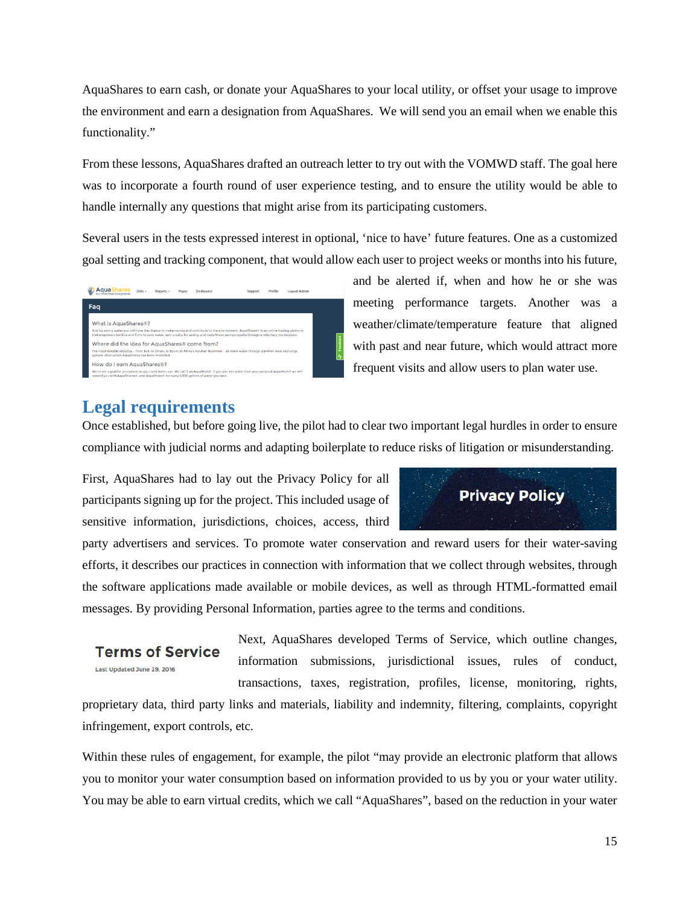AquaShares to earn cash, or donate your AquaShares to your local utility, or offset your usage to improve the environment and earn a designation from AquaShares.  We will send you an email when we enable this functionality."

From these lessons, AquaShares drafted an outreach letter to try out with the VOMWD staff. The goal here was to incorporate a fourth round of user experience testing, and to ensure the utility would be able to handle internally any questions that might arise from its participating customers.

Several users in the tests expressed interest in optional, 'nice to have' future features. One as a customized goal setting and tracking component, that would allow each user to project weeks or months into his future, and be alerted if, when and how he or she was meeting performance targets. Another was a weather/climate/temperature feature that aligned with past and near future, which would attract more frequent visits and allow users to plan water use.

## Legal requirements

Once established, but before going live, the pilot had to clear two important legal hurdles in order to ensure compliance with judicial norms and adapting boilerplate to reduce risks of litigation or misunderstanding.

First, AquaShares had to lay out the Privacy Policy for all participants signing up for the project. This included usage of sensitive information, jurisdictions, choices, access, third party advertisers and services. To promote water conservation and reward users for their water-saving efforts, it describes our practices in connection with information that we collect through websites, through the software applications made available or mobile devices, as well as through HTML-formatted email messages. By providing Personal Information, parties agree to the terms and conditions.

Next, AquaShares developed Terms of Service, which outline changes, information submissions, jurisdictional issues, rules of conduct, transactions, taxes, registration, profiles, license, monitoring, rights, proprietary data, third party links and materials, liability and indemnity, filtering, complaints, copyright infringement, export controls, etc.

Within these rules of engagement, for example, the pilot "may provide an electronic platform that allows you to monitor your water consumption based on information provided to us by you or your water utility. You may be able to earn virtual credits, which we call "AquaShares", based on the reduction in your water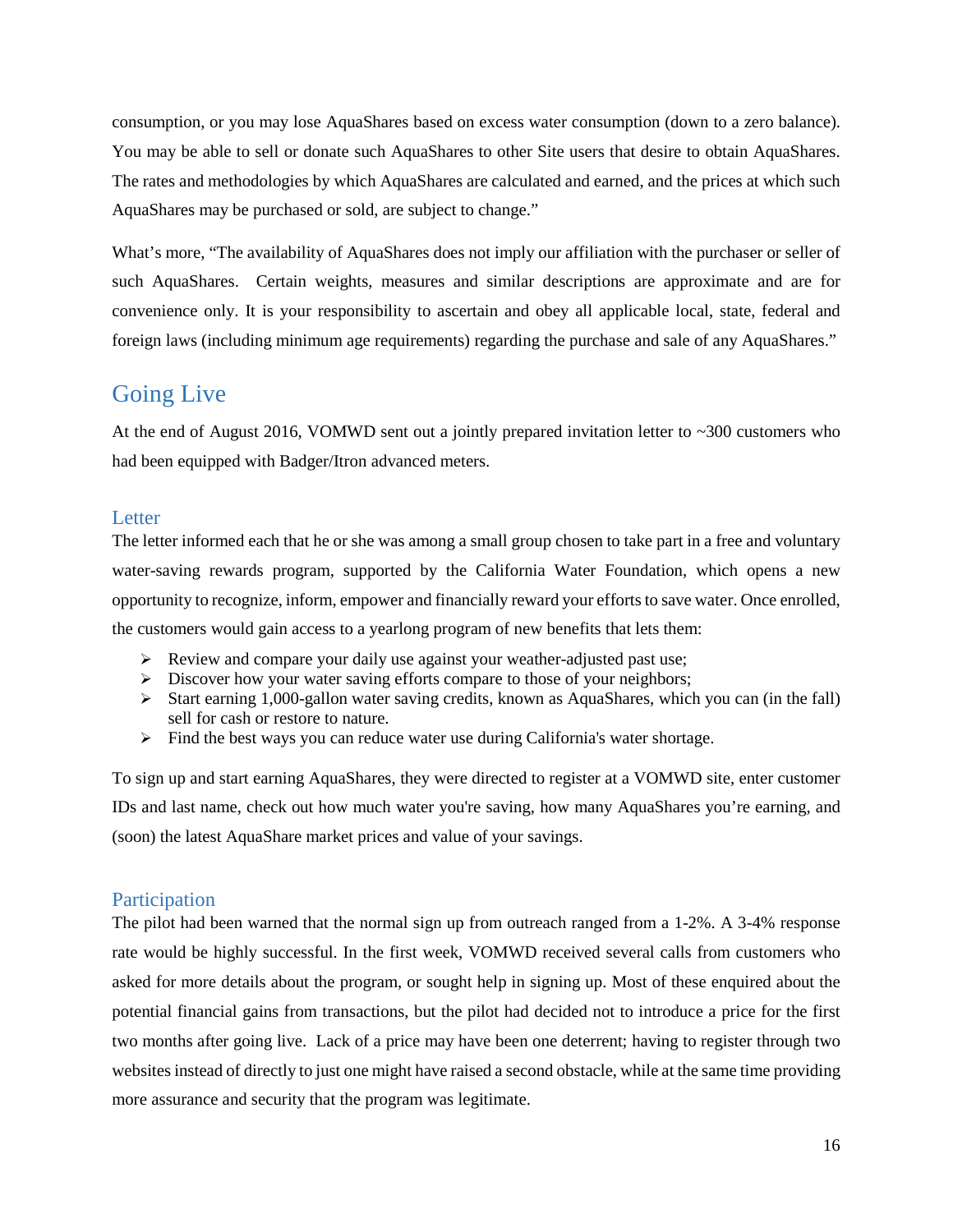consumption, or you may lose AquaShares based on excess water consumption (down to a zero balance). You may be able to sell or donate such AquaShares to other Site users that desire to obtain AquaShares. The rates and methodologies by which AquaShares are calculated and earned, and the prices at which such AquaShares may be purchased or sold, are subject to change."

What's more, "The availability of AquaShares does not imply our affiliation with the purchaser or seller of such AquaShares. Certain weights, measures and similar descriptions are approximate and are for convenience only. It is your responsibility to ascertain and obey all applicable local, state, federal and foreign laws (including minimum age requirements) regarding the purchase and sale of any AquaShares."

## Going Live

At the end of August 2016, VOMWD sent out a jointly prepared invitation letter to ~300 customers who had been equipped with Badger/Itron advanced meters.

### Letter

The letter informed each that he or she was among a small group chosen to take part in a free and voluntary water-saving rewards program, supported by the California Water Foundation, which opens a new opportunity to recognize, inform, empower and financially reward your efforts to save water. Once enrolled, the customers would gain access to a yearlong program of new benefits that lets them:

- Review and compare your daily use against your weather-adjusted past use;
- Discover how your water saving efforts compare to those of your neighbors;
- Start earning 1,000-gallon water saving credits, known as AquaShares, which you can (in the fall) sell for cash or restore to nature.
- Find the best ways you can reduce water use during California's water shortage.

To sign up and start earning AquaShares, they were directed to register at a VOMWD site, enter customer IDs and last name, check out how much water you're saving, how many AquaShares you're earning, and (soon) the latest AquaShare market prices and value of your savings.

### Participation

The pilot had been warned that the normal sign up from outreach ranged from a 1-2%. A 3-4% response rate would be highly successful. In the first week, VOMWD received several calls from customers who asked for more details about the program, or sought help in signing up. Most of these enquired about the potential financial gains from transactions, but the pilot had decided not to introduce a price for the first two months after going live. Lack of a price may have been one deterrent; having to register through two websites instead of directly to just one might have raised a second obstacle, while at the same time providing more assurance and security that the program was legitimate.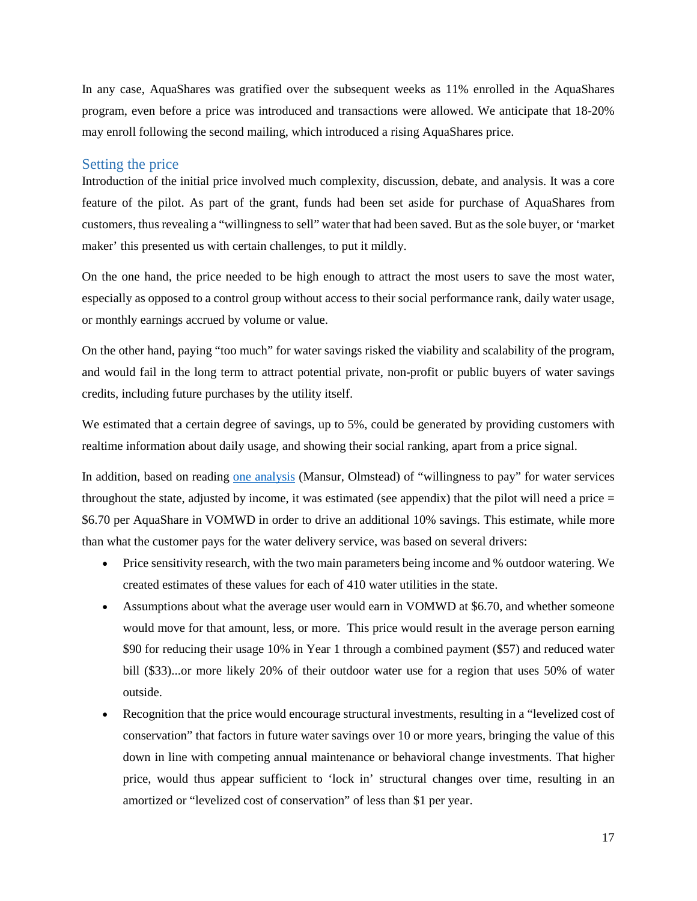In any case, AquaShares was gratified over the subsequent weeks as 11% enrolled in the AquaShares program, even before a price was introduced and transactions were allowed. We anticipate that 18-20% may enroll following the second mailing, which introduced a rising AquaShares price.

## Setting the price

Introduction of the initial price involved much complexity, discussion, debate, and analysis. It was a core feature of the pilot. As part of the grant, funds had been set aside for purchase of AquaShares from customers, thus revealing a "willingness to sell" water that had been saved. But as the sole buyer, or 'market maker' this presented us with certain challenges, to put it mildly.

On the one hand, the price needed to be high enough to attract the most users to save the most water, especially as opposed to a control group without access to their social performance rank, daily water usage, or monthly earnings accrued by volume or value.

On the other hand, paying "too much" for water savings risked the viability and scalability of the program, and would fail in the long term to attract potential private, non-profit or public buyers of water savings credits, including future purchases by the utility itself.

We estimated that a certain degree of savings, up to 5%, could be generated by providing customers with realtime information about daily usage, and showing their social ranking, apart from a price signal.

In addition, based on reading one analysis (Mansur, Olmstead) of "willingness to pay" for water services throughout the state, adjusted by income, it was estimated (see appendix) that the pilot will need a price = $6.70 per AquaShare in VOMWD in order to drive an additional 10% savings. This estimate, while more than what the customer pays for the water delivery service, was based on several drivers:

- Price sensitivity research, with the two main parameters being income and % outdoor watering. We created estimates of these values for each of 410 water utilities in the state.
- Assumptions about what the average user would earn in VOMWD at $6.70, and whether someone would move for that amount, less, or more. This price would result in the average person earning $90 for reducing their usage 10% in Year 1 through a combined payment ($57) and reduced water bill ($33)...or more likely 20% of their outdoor water use for a region that uses 50% of water outside.
- Recognition that the price would encourage structural investments, resulting in a "levelized cost of conservation" that factors in future water savings over 10 or more years, bringing the value of this down in line with competing annual maintenance or behavioral change investments. That higher price, would thus appear sufficient to 'lock in' structural changes over time, resulting in an amortized or "levelized cost of conservation" of less than $1 per year.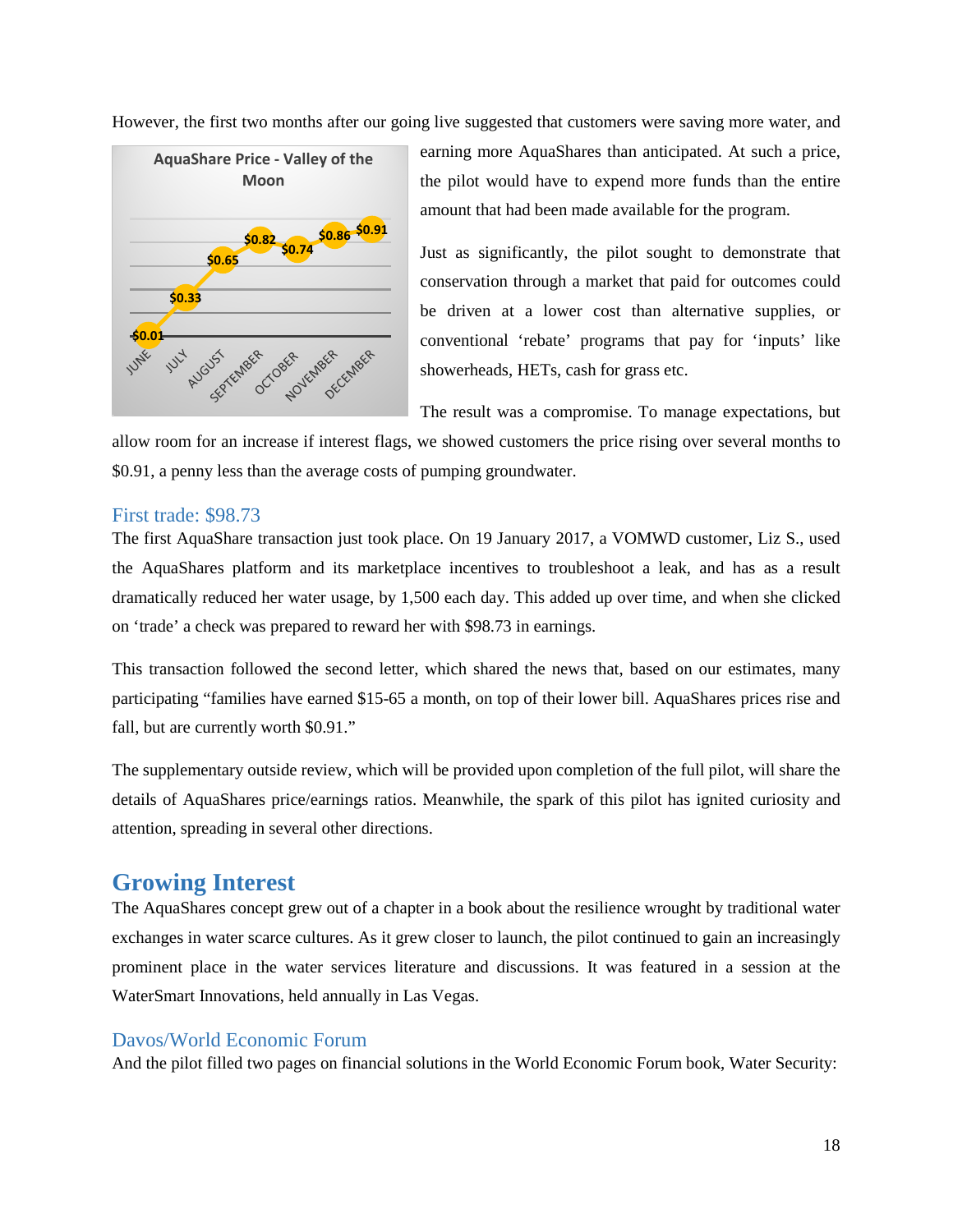However, the first two months after our going live suggested that customers were saving more water, and earning more AquaShares than anticipated. At such a price, the pilot would have to expend more funds than the entire amount that had been made available for the program.

**AquaShare Price - Valley of the Moon**

| Month | Price |
|---|---|
| June | $0.01 |
| July | $0.33 |
| August | $0.65 |
| September | $0.82 |
| October | $0.74 |
| November | $0.86 |
| December | $0.91 |

Just as significantly, the pilot sought to demonstrate that conservation through a market that paid for outcomes could be driven at a lower cost than alternative supplies, or conventional 'rebate' programs that pay for 'inputs' like showerheads, HETs, cash for grass etc.

The result was a compromise. To manage expectations, but allow room for an increase if interest flags, we showed customers the price rising over several months to $0.91, a penny less than the average costs of pumping groundwater.

### First trade: $98.73

The first AquaShare transaction just took place. On 19 January 2017, a VOMWD customer, Liz S., used the AquaShares platform and its marketplace incentives to troubleshoot a leak, and has as a result dramatically reduced her water usage, by 1,500 each day. This added up over time, and when she clicked on 'trade' a check was prepared to reward her with $98.73 in earnings.

This transaction followed the second letter, which shared the news that, based on our estimates, many participating "families have earned $15-65 a month, on top of their lower bill. AquaShares prices rise and fall, but are currently worth $0.91."

The supplementary outside review, which will be provided upon completion of the full pilot, will share the details of AquaShares price/earnings ratios. Meanwhile, the spark of this pilot has ignited curiosity and attention, spreading in several other directions.

## Growing Interest

The AquaShares concept grew out of a chapter in a book about the resilience wrought by traditional water exchanges in water scarce cultures. As it grew closer to launch, the pilot continued to gain an increasingly prominent place in the water services literature and discussions. It was featured in a session at the WaterSmart Innovations, held annually in Las Vegas.

### Davos/World Economic Forum

And the pilot filled two pages on financial solutions in the World Economic Forum book, Water Security: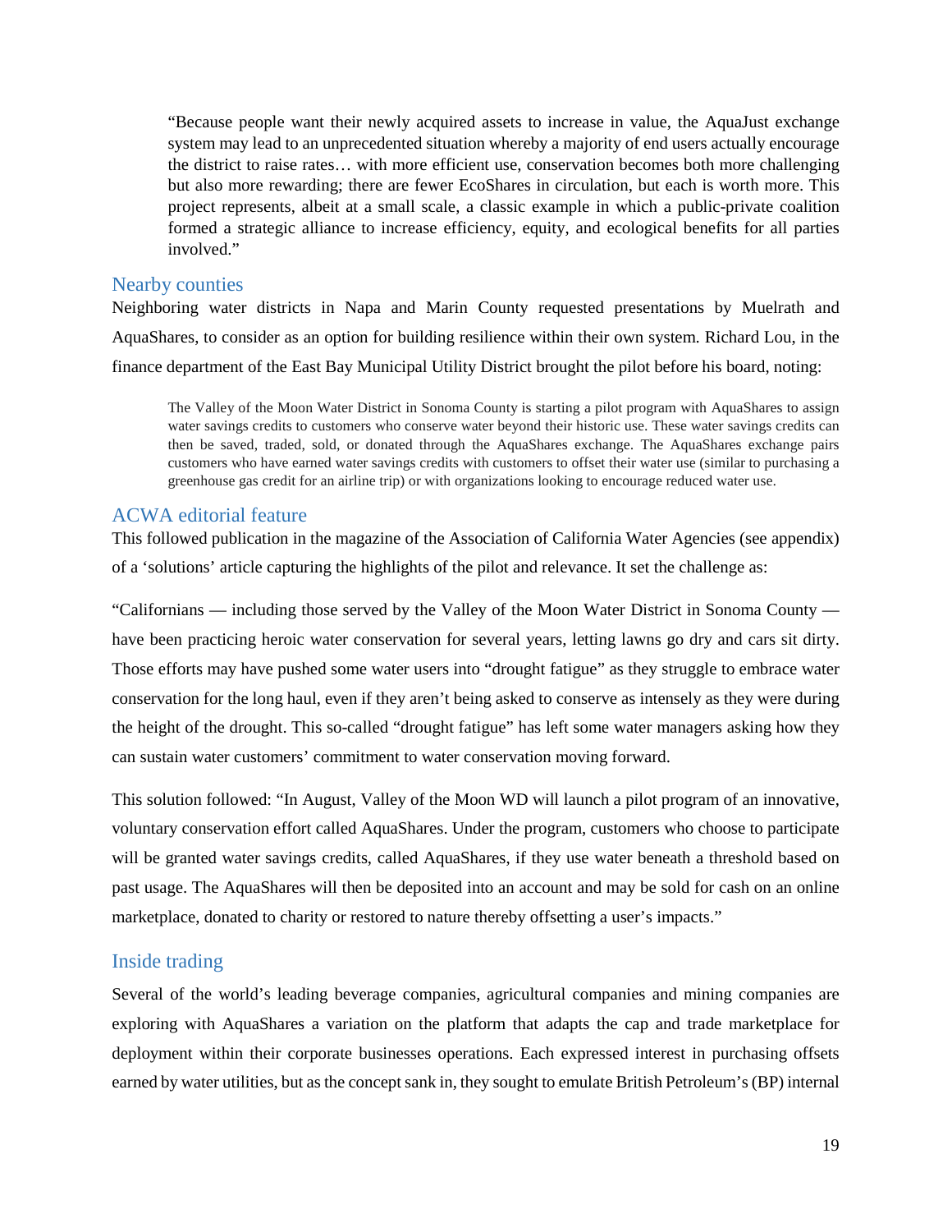> "Because people want their newly acquired assets to increase in value, the AquaJust exchange system may lead to an unprecedented situation whereby a majority of end users actually encourage the district to raise rates… with more efficient use, conservation becomes both more challenging but also more rewarding; there are fewer EcoShares in circulation, but each is worth more. This project represents, albeit at a small scale, a classic example in which a public-private coalition formed a strategic alliance to increase efficiency, equity, and ecological benefits for all parties involved."

## Nearby counties

Neighboring water districts in Napa and Marin County requested presentations by Muelrath and AquaShares, to consider as an option for building resilience within their own system. Richard Lou, in the finance department of the East Bay Municipal Utility District brought the pilot before his board, noting:

> The Valley of the Moon Water District in Sonoma County is starting a pilot program with AquaShares to assign water savings credits to customers who conserve water beyond their historic use. These water savings credits can then be saved, traded, sold, or donated through the AquaShares exchange. The AquaShares exchange pairs customers who have earned water savings credits with customers to offset their water use (similar to purchasing a greenhouse gas credit for an airline trip) or with organizations looking to encourage reduced water use.

## ACWA editorial feature

This followed publication in the magazine of the Association of California Water Agencies (see appendix) of a 'solutions' article capturing the highlights of the pilot and relevance. It set the challenge as:

"Californians — including those served by the Valley of the Moon Water District in Sonoma County — have been practicing heroic water conservation for several years, letting lawns go dry and cars sit dirty. Those efforts may have pushed some water users into "drought fatigue" as they struggle to embrace water conservation for the long haul, even if they aren't being asked to conserve as intensely as they were during the height of the drought. This so-called "drought fatigue" has left some water managers asking how they can sustain water customers' commitment to water conservation moving forward.

This solution followed: "In August, Valley of the Moon WD will launch a pilot program of an innovative, voluntary conservation effort called AquaShares. Under the program, customers who choose to participate will be granted water savings credits, called AquaShares, if they use water beneath a threshold based on past usage. The AquaShares will then be deposited into an account and may be sold for cash on an online marketplace, donated to charity or restored to nature thereby offsetting a user's impacts."

## Inside trading

Several of the world's leading beverage companies, agricultural companies and mining companies are exploring with AquaShares a variation on the platform that adapts the cap and trade marketplace for deployment within their corporate businesses operations. Each expressed interest in purchasing offsets earned by water utilities, but as the concept sank in, they sought to emulate British Petroleum's (BP) internal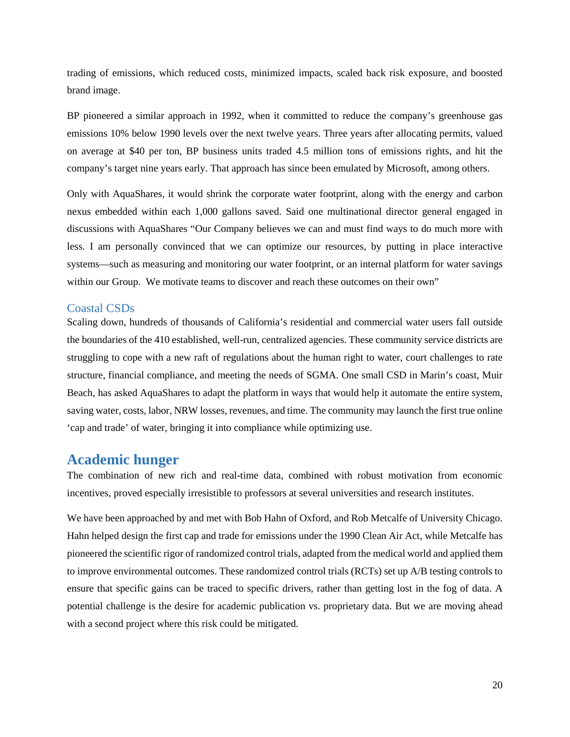trading of emissions, which reduced costs, minimized impacts, scaled back risk exposure, and boosted brand image.

BP pioneered a similar approach in 1992, when it committed to reduce the company's greenhouse gas emissions 10% below 1990 levels over the next twelve years. Three years after allocating permits, valued on average at $40 per ton, BP business units traded 4.5 million tons of emissions rights, and hit the company's target nine years early. That approach has since been emulated by Microsoft, among others.

Only with AquaShares, it would shrink the corporate water footprint, along with the energy and carbon nexus embedded within each 1,000 gallons saved. Said one multinational director general engaged in discussions with AquaShares "Our Company believes we can and must find ways to do much more with less. I am personally convinced that we can optimize our resources, by putting in place interactive systems—such as measuring and monitoring our water footprint, or an internal platform for water savings within our Group.  We motivate teams to discover and reach these outcomes on their own"

### Coastal CSDs

Scaling down, hundreds of thousands of California's residential and commercial water users fall outside the boundaries of the 410 established, well-run, centralized agencies. These community service districts are struggling to cope with a new raft of regulations about the human right to water, court challenges to rate structure, financial compliance, and meeting the needs of SGMA. One small CSD in Marin's coast, Muir Beach, has asked AquaShares to adapt the platform in ways that would help it automate the entire system, saving water, costs, labor, NRW losses, revenues, and time. The community may launch the first true online 'cap and trade' of water, bringing it into compliance while optimizing use.

## Academic hunger

The combination of new rich and real-time data, combined with robust motivation from economic incentives, proved especially irresistible to professors at several universities and research institutes.

We have been approached by and met with Bob Hahn of Oxford, and Rob Metcalfe of University Chicago. Hahn helped design the first cap and trade for emissions under the 1990 Clean Air Act, while Metcalfe has pioneered the scientific rigor of randomized control trials, adapted from the medical world and applied them to improve environmental outcomes. These randomized control trials (RCTs) set up A/B testing controls to ensure that specific gains can be traced to specific drivers, rather than getting lost in the fog of data. A potential challenge is the desire for academic publication vs. proprietary data. But we are moving ahead with a second project where this risk could be mitigated.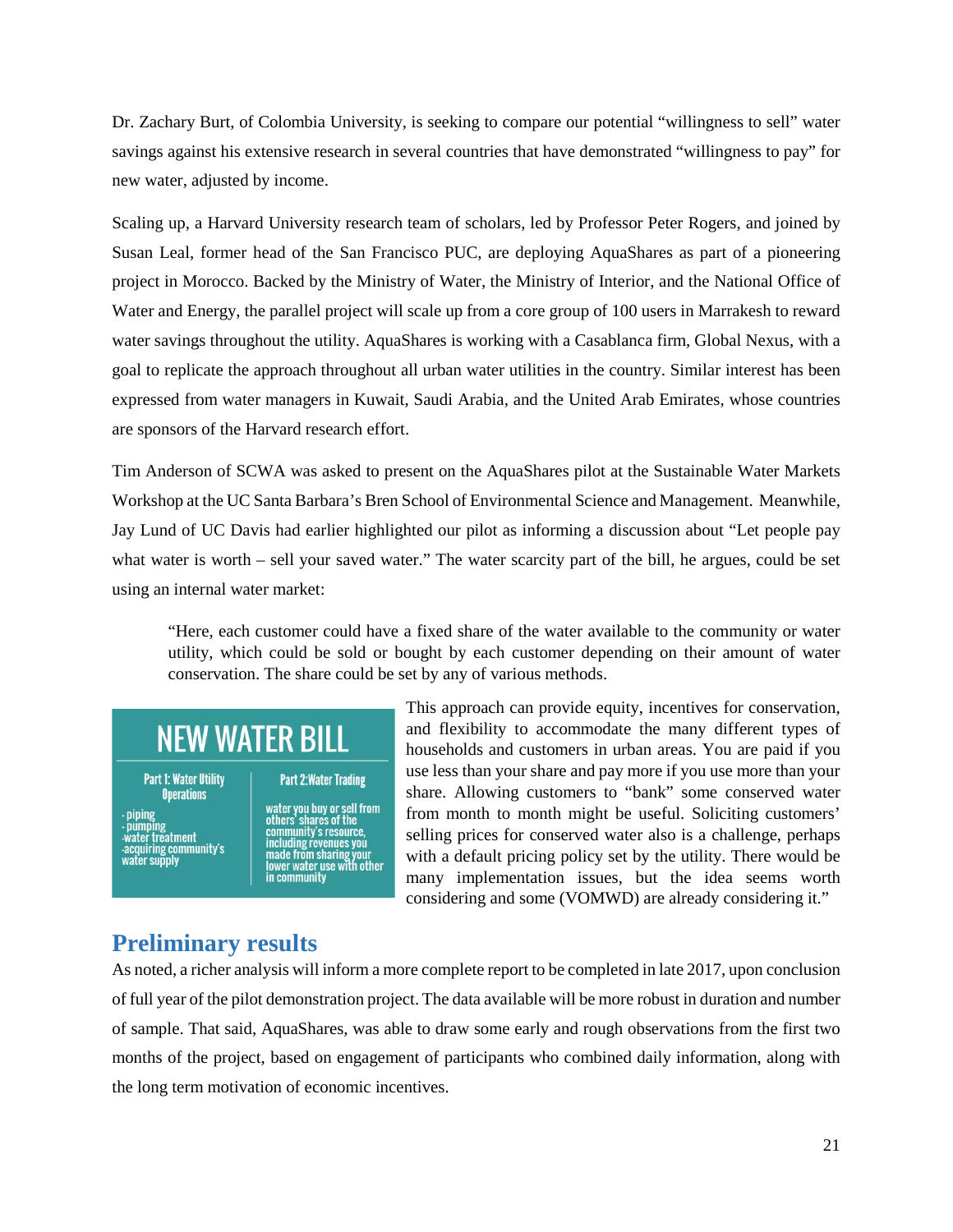Dr. Zachary Burt, of Colombia University, is seeking to compare our potential "willingness to sell" water savings against his extensive research in several countries that have demonstrated "willingness to pay" for new water, adjusted by income.

Scaling up, a Harvard University research team of scholars, led by Professor Peter Rogers, and joined by Susan Leal, former head of the San Francisco PUC, are deploying AquaShares as part of a pioneering project in Morocco. Backed by the Ministry of Water, the Ministry of Interior, and the National Office of Water and Energy, the parallel project will scale up from a core group of 100 users in Marrakesh to reward water savings throughout the utility. AquaShares is working with a Casablanca firm, Global Nexus, with a goal to replicate the approach throughout all urban water utilities in the country. Similar interest has been expressed from water managers in Kuwait, Saudi Arabia, and the United Arab Emirates, whose countries are sponsors of the Harvard research effort.

Tim Anderson of SCWA was asked to present on the AquaShares pilot at the Sustainable Water Markets Workshop at the UC Santa Barbara's Bren School of Environmental Science and Management. Meanwhile, Jay Lund of UC Davis had earlier highlighted our pilot as informing a discussion about "Let people pay what water is worth – sell your saved water." The water scarcity part of the bill, he argues, could be set using an internal water market:

> "Here, each customer could have a fixed share of the water available to the community or water utility, which could be sold or bought by each customer depending on their amount of water conservation. The share could be set by any of various methods.

**NEW WATER BILL**

| Part 1: Water Utility Operations | Part 2: Water Trading |
|---|---|
| - piping<br>- pumping<br>-water treatment<br>-acquiring community's water supply | water you buy or sell from others' shares of the community's resource, including revenues you made from sharing your lower water use with other in community |

> This approach can provide equity, incentives for conservation, and flexibility to accommodate the many different types of households and customers in urban areas. You are paid if you use less than your share and pay more if you use more than your share. Allowing customers to "bank" some conserved water from month to month might be useful. Soliciting customers' selling prices for conserved water also is a challenge, perhaps with a default pricing policy set by the utility. There would be many implementation issues, but the idea seems worth considering and some (VOMWD) are already considering it."

## Preliminary results

As noted, a richer analysis will inform a more complete report to be completed in late 2017, upon conclusion of full year of the pilot demonstration project. The data available will be more robust in duration and number of sample. That said, AquaShares, was able to draw some early and rough observations from the first two months of the project, based on engagement of participants who combined daily information, along with the long term motivation of economic incentives.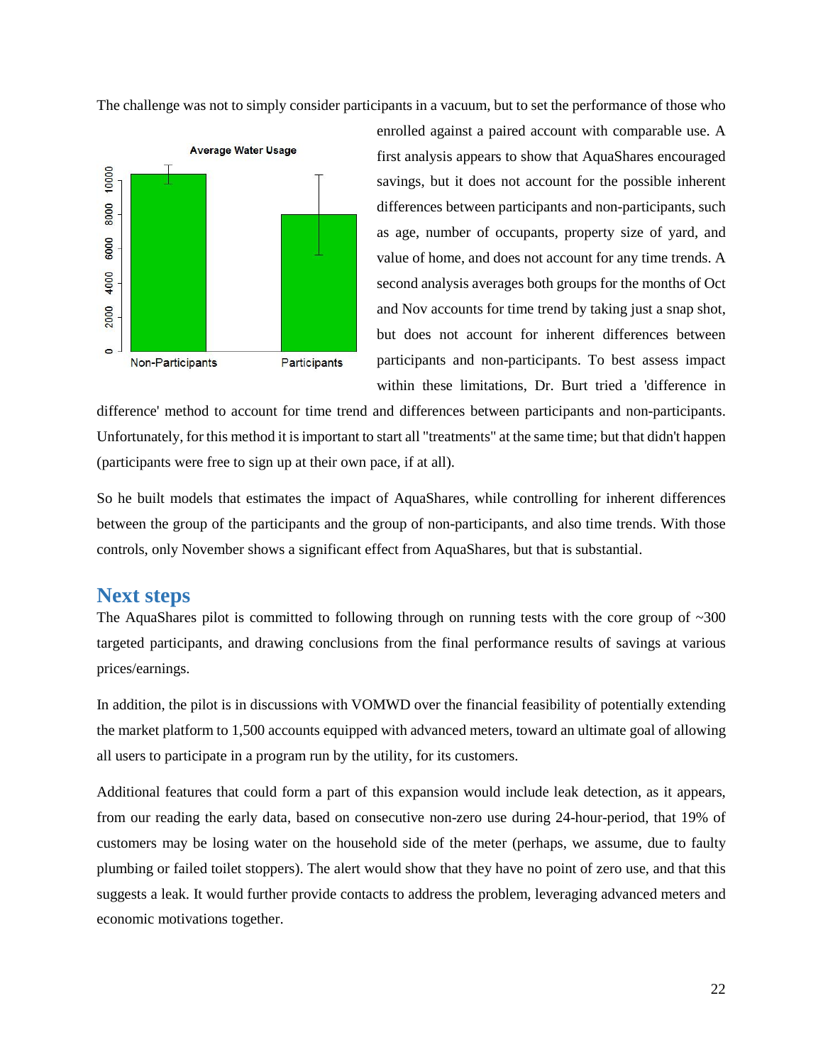The challenge was not to simply consider participants in a vacuum, but to set the performance of those who enrolled against a paired account with comparable use. A first analysis appears to show that AquaShares encouraged savings, but it does not account for the possible inherent differences between participants and non-participants, such as age, number of occupants, property size of yard, and value of home, and does not account for any time trends. A second analysis averages both groups for the months of Oct and Nov accounts for time trend by taking just a snap shot, but does not account for inherent differences between participants and non-participants. To best assess impact within these limitations, Dr. Burt tried a 'difference in difference' method to account for time trend and differences between participants and non-participants. Unfortunately, for this method it is important to start all "treatments" at the same time; but that didn't happen (participants were free to sign up at their own pace, if at all).

So he built models that estimates the impact of AquaShares, while controlling for inherent differences between the group of the participants and the group of non-participants, and also time trends. With those controls, only November shows a significant effect from AquaShares, but that is substantial.

## Next steps

The AquaShares pilot is committed to following through on running tests with the core group of ~300 targeted participants, and drawing conclusions from the final performance results of savings at various prices/earnings.

In addition, the pilot is in discussions with VOMWD over the financial feasibility of potentially extending the market platform to 1,500 accounts equipped with advanced meters, toward an ultimate goal of allowing all users to participate in a program run by the utility, for its customers.

Additional features that could form a part of this expansion would include leak detection, as it appears, from our reading the early data, based on consecutive non-zero use during 24-hour-period, that 19% of customers may be losing water on the household side of the meter (perhaps, we assume, due to faulty plumbing or failed toilet stoppers). The alert would show that they have no point of zero use, and that this suggests a leak. It would further provide contacts to address the problem, leveraging advanced meters and economic motivations together.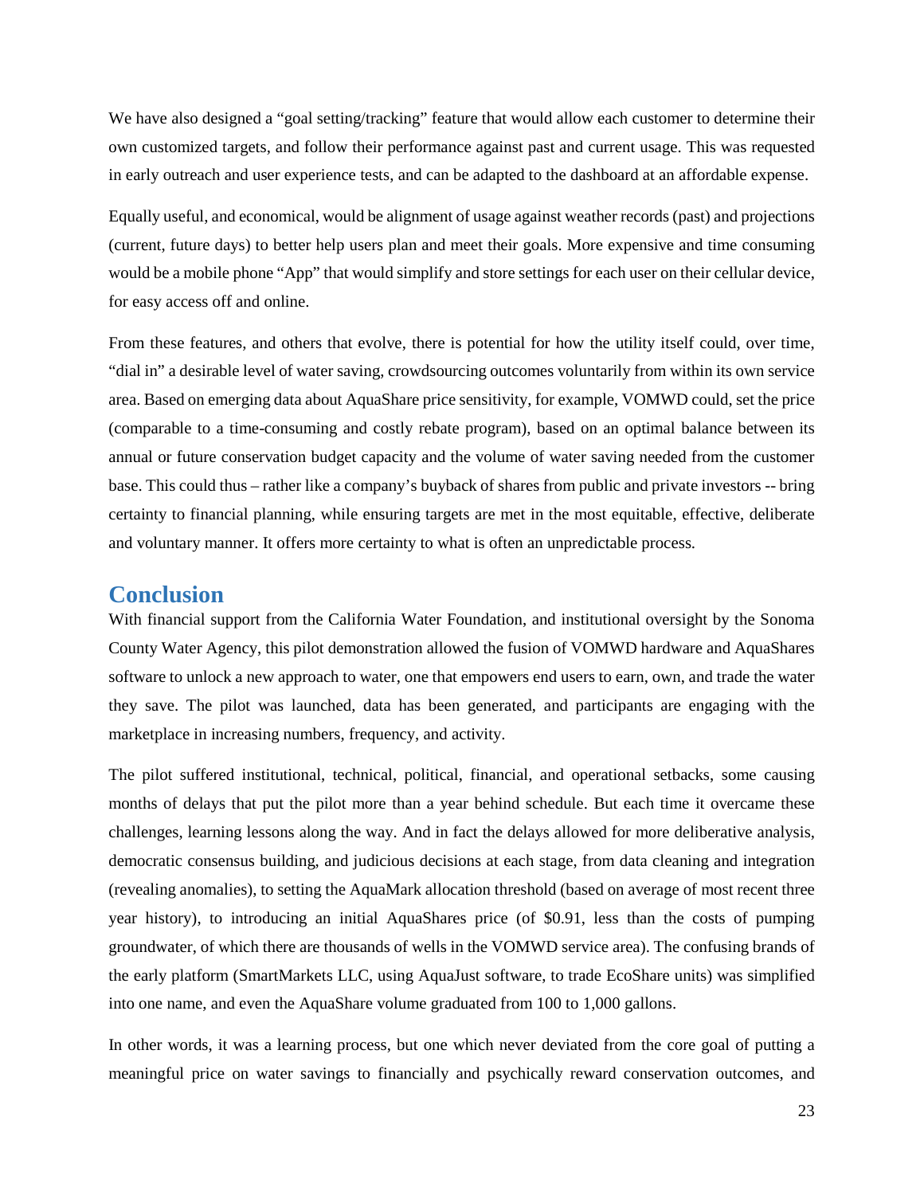We have also designed a "goal setting/tracking" feature that would allow each customer to determine their own customized targets, and follow their performance against past and current usage. This was requested in early outreach and user experience tests, and can be adapted to the dashboard at an affordable expense.

Equally useful, and economical, would be alignment of usage against weather records (past) and projections (current, future days) to better help users plan and meet their goals. More expensive and time consuming would be a mobile phone "App" that would simplify and store settings for each user on their cellular device, for easy access off and online.

From these features, and others that evolve, there is potential for how the utility itself could, over time, "dial in" a desirable level of water saving, crowdsourcing outcomes voluntarily from within its own service area. Based on emerging data about AquaShare price sensitivity, for example, VOMWD could, set the price (comparable to a time-consuming and costly rebate program), based on an optimal balance between its annual or future conservation budget capacity and the volume of water saving needed from the customer base. This could thus – rather like a company's buyback of shares from public and private investors -- bring certainty to financial planning, while ensuring targets are met in the most equitable, effective, deliberate and voluntary manner. It offers more certainty to what is often an unpredictable process.

## Conclusion

With financial support from the California Water Foundation, and institutional oversight by the Sonoma County Water Agency, this pilot demonstration allowed the fusion of VOMWD hardware and AquaShares software to unlock a new approach to water, one that empowers end users to earn, own, and trade the water they save. The pilot was launched, data has been generated, and participants are engaging with the marketplace in increasing numbers, frequency, and activity.

The pilot suffered institutional, technical, political, financial, and operational setbacks, some causing months of delays that put the pilot more than a year behind schedule. But each time it overcame these challenges, learning lessons along the way. And in fact the delays allowed for more deliberative analysis, democratic consensus building, and judicious decisions at each stage, from data cleaning and integration (revealing anomalies), to setting the AquaMark allocation threshold (based on average of most recent three year history), to introducing an initial AquaShares price (of $0.91, less than the costs of pumping groundwater, of which there are thousands of wells in the VOMWD service area). The confusing brands of the early platform (SmartMarkets LLC, using AquaJust software, to trade EcoShare units) was simplified into one name, and even the AquaShare volume graduated from 100 to 1,000 gallons.

In other words, it was a learning process, but one which never deviated from the core goal of putting a meaningful price on water savings to financially and psychically reward conservation outcomes, and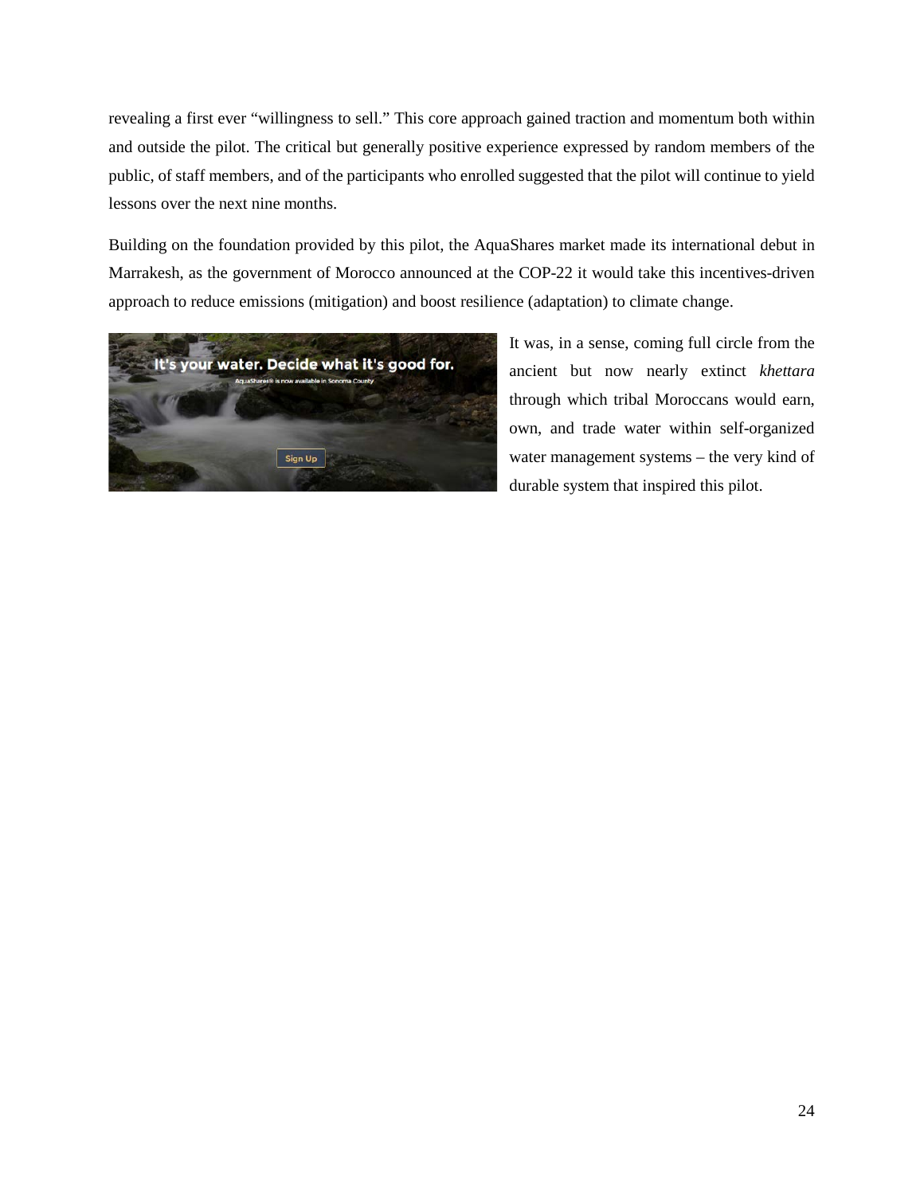revealing a first ever "willingness to sell." This core approach gained traction and momentum both within and outside the pilot. The critical but generally positive experience expressed by random members of the public, of staff members, and of the participants who enrolled suggested that the pilot will continue to yield lessons over the next nine months.

Building on the foundation provided by this pilot, the AquaShares market made its international debut in Marrakesh, as the government of Morocco announced at the COP-22 it would take this incentives-driven approach to reduce emissions (mitigation) and boost resilience (adaptation) to climate change.

It was, in a sense, coming full circle from the ancient but now nearly extinct *khettara* through which tribal Moroccans would earn, own, and trade water within self-organized water management systems – the very kind of durable system that inspired this pilot.